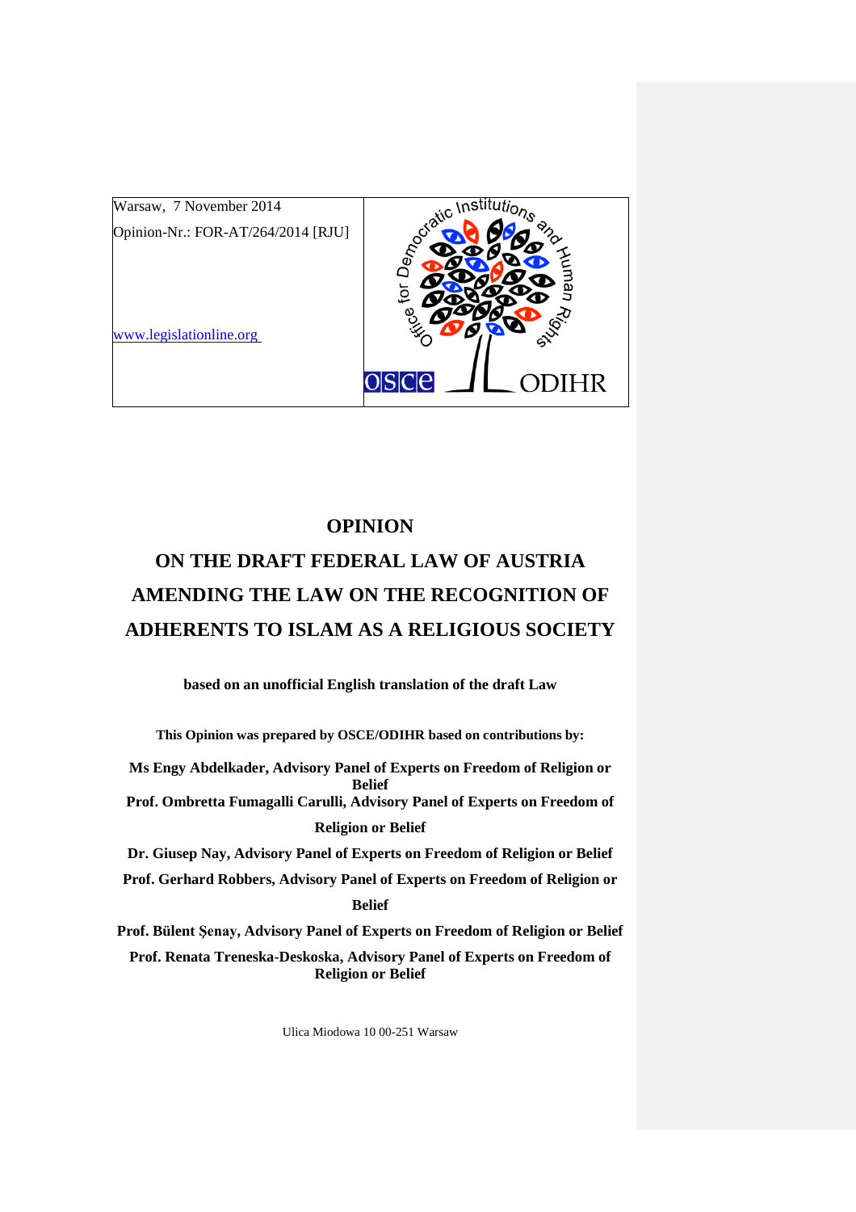Warsaw, 7 November 2014

Opinion-Nr.: FOR-AT/264/2014 [RJU]

www.legislationline.org

# OPINION

# ON THE DRAFT FEDERAL LAW OF AUSTRIA AMENDING THE LAW ON THE RECOGNITION OF ADHERENTS TO ISLAM AS A RELIGIOUS SOCIETY

**based on an unofficial English translation of the draft Law**

**This Opinion was prepared by OSCE/ODIHR based on contributions by:**

**Ms Engy Abdelkader, Advisory Panel of Experts on Freedom of Religion or Belief**

**Prof. Ombretta Fumagalli Carulli, Advisory Panel of Experts on Freedom of Religion or Belief**

**Dr. Giusep Nay, Advisory Panel of Experts on Freedom of Religion or Belief**

**Prof. Gerhard Robbers, Advisory Panel of Experts on Freedom of Religion or Belief**

**Prof. Bülent Şenay, Advisory Panel of Experts on Freedom of Religion or Belief**

**Prof. Renata Treneska-Deskoska, Advisory Panel of Experts on Freedom of Religion or Belief**

Ulica Miodowa 10 00-251 Warsaw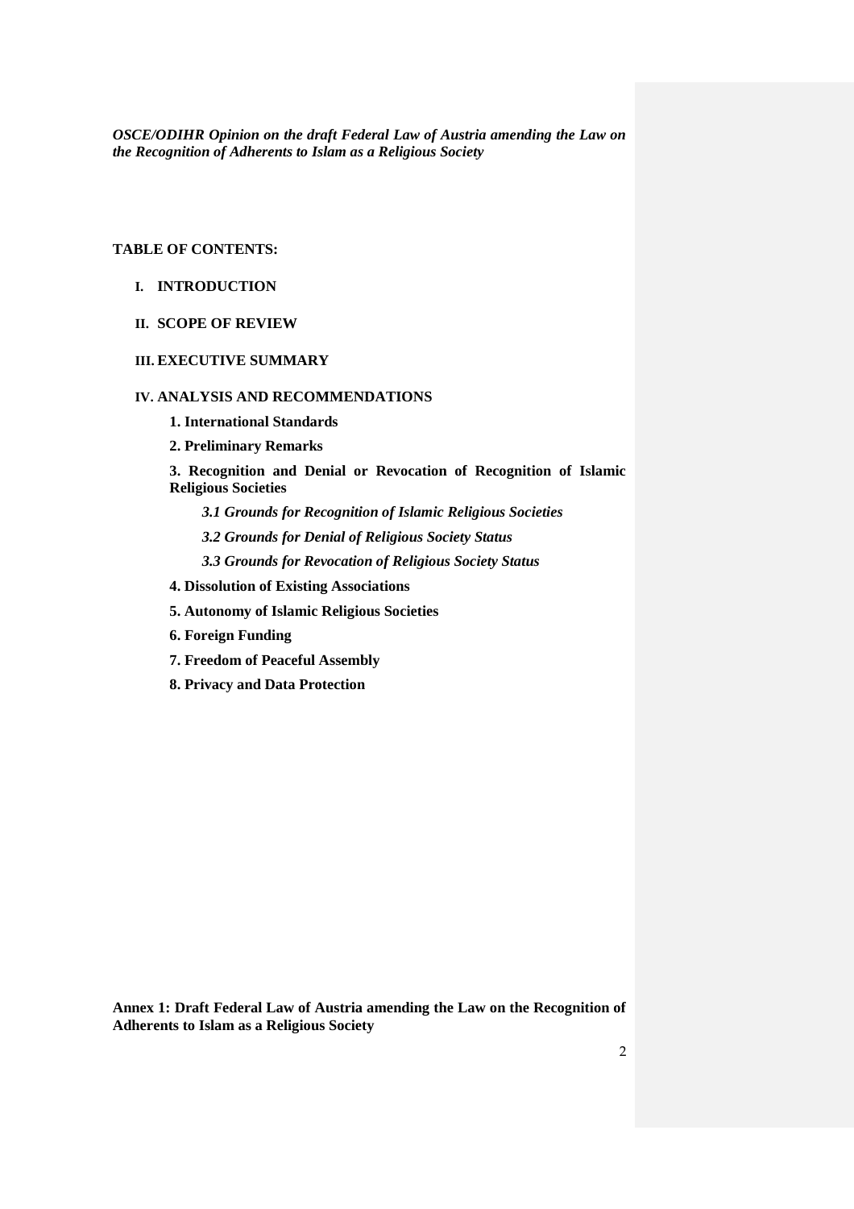*OSCE/ODIHR Opinion on the draft Federal Law of Austria amending the Law on the Recognition of Adherents to Islam as a Religious Society*

**TABLE OF CONTENTS:**

- **I. INTRODUCTION**
- **II. SCOPE OF REVIEW**
- **III. EXECUTIVE SUMMARY**
- **IV. ANALYSIS AND RECOMMENDATIONS**
  - **1. International Standards**
  - **2. Preliminary Remarks**
  - **3. Recognition and Denial or Revocation of Recognition of Islamic Religious Societies**
    - ***3.1 Grounds for Recognition of Islamic Religious Societies***
    - ***3.2 Grounds for Denial of Religious Society Status***
    - ***3.3 Grounds for Revocation of Religious Society Status***
  - **4. Dissolution of Existing Associations**
  - **5. Autonomy of Islamic Religious Societies**
  - **6. Foreign Funding**
  - **7. Freedom of Peaceful Assembly**
  - **8. Privacy and Data Protection**

**Annex 1: Draft Federal Law of Austria amending the Law on the Recognition of Adherents to Islam as a Religious Society**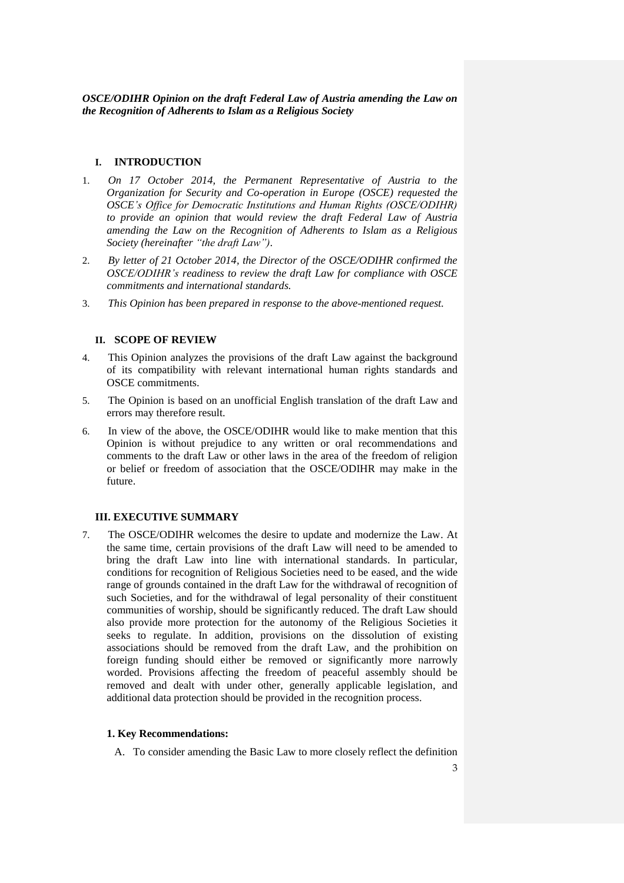***OSCE/ODIHR Opinion on the draft Federal Law of Austria amending the Law on the Recognition of Adherents to Islam as a Religious Society***

## I. INTRODUCTION

1. *On 17 October 2014, the Permanent Representative of Austria to the Organization for Security and Co-operation in Europe (OSCE) requested the OSCE's Office for Democratic Institutions and Human Rights (OSCE/ODIHR) to provide an opinion that would review the draft Federal Law of Austria amending the Law on the Recognition of Adherents to Islam as a Religious Society (hereinafter "the draft Law").*

2. *By letter of 21 October 2014, the Director of the OSCE/ODIHR confirmed the OSCE/ODIHR's readiness to review the draft Law for compliance with OSCE commitments and international standards.*

3. *This Opinion has been prepared in response to the above-mentioned request.*

## II. SCOPE OF REVIEW

4. This Opinion analyzes the provisions of the draft Law against the background of its compatibility with relevant international human rights standards and OSCE commitments.

5. The Opinion is based on an unofficial English translation of the draft Law and errors may therefore result.

6. In view of the above, the OSCE/ODIHR would like to make mention that this Opinion is without prejudice to any written or oral recommendations and comments to the draft Law or other laws in the area of the freedom of religion or belief or freedom of association that the OSCE/ODIHR may make in the future.

## III. EXECUTIVE SUMMARY

7. The OSCE/ODIHR welcomes the desire to update and modernize the Law. At the same time, certain provisions of the draft Law will need to be amended to bring the draft Law into line with international standards. In particular, conditions for recognition of Religious Societies need to be eased, and the wide range of grounds contained in the draft Law for the withdrawal of recognition of such Societies, and for the withdrawal of legal personality of their constituent communities of worship, should be significantly reduced. The draft Law should also provide more protection for the autonomy of the Religious Societies it seeks to regulate. In addition, provisions on the dissolution of existing associations should be removed from the draft Law, and the prohibition on foreign funding should either be removed or significantly more narrowly worded. Provisions affecting the freedom of peaceful assembly should be removed and dealt with under other, generally applicable legislation, and additional data protection should be provided in the recognition process.

### 1. Key Recommendations:

A. To consider amending the Basic Law to more closely reflect the definition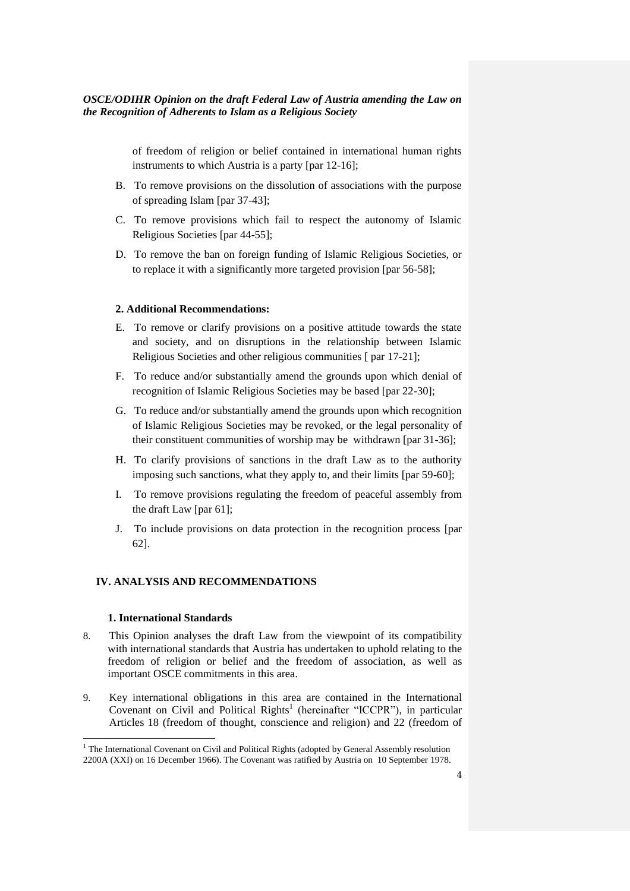of freedom of religion or belief contained in international human rights instruments to which Austria is a party [par 12-16];

B. To remove provisions on the dissolution of associations with the purpose of spreading Islam [par 37-43];

C. To remove provisions which fail to respect the autonomy of Islamic Religious Societies [par 44-55];

D. To remove the ban on foreign funding of Islamic Religious Societies, or to replace it with a significantly more targeted provision [par 56-58];

**2. Additional Recommendations:**

E. To remove or clarify provisions on a positive attitude towards the state and society, and on disruptions in the relationship between Islamic Religious Societies and other religious communities [ par 17-21];

F. To reduce and/or substantially amend the grounds upon which denial of recognition of Islamic Religious Societies may be based [par 22-30];

G. To reduce and/or substantially amend the grounds upon which recognition of Islamic Religious Societies may be revoked, or the legal personality of their constituent communities of worship may be withdrawn [par 31-36];

H. To clarify provisions of sanctions in the draft Law as to the authority imposing such sanctions, what they apply to, and their limits [par 59-60];

I. To remove provisions regulating the freedom of peaceful assembly from the draft Law [par 61];

J. To include provisions on data protection in the recognition process [par 62].

## IV. ANALYSIS AND RECOMMENDATIONS

### 1. International Standards

8. This Opinion analyses the draft Law from the viewpoint of its compatibility with international standards that Austria has undertaken to uphold relating to the freedom of religion or belief and the freedom of association, as well as important OSCE commitments in this area.

9. Key international obligations in this area are contained in the International Covenant on Civil and Political Rights[1] (hereinafter "ICCPR"), in particular Articles 18 (freedom of thought, conscience and religion) and 22 (freedom of

[1] The International Covenant on Civil and Political Rights (adopted by General Assembly resolution 2200A (XXI) on 16 December 1966). The Covenant was ratified by Austria on 10 September 1978.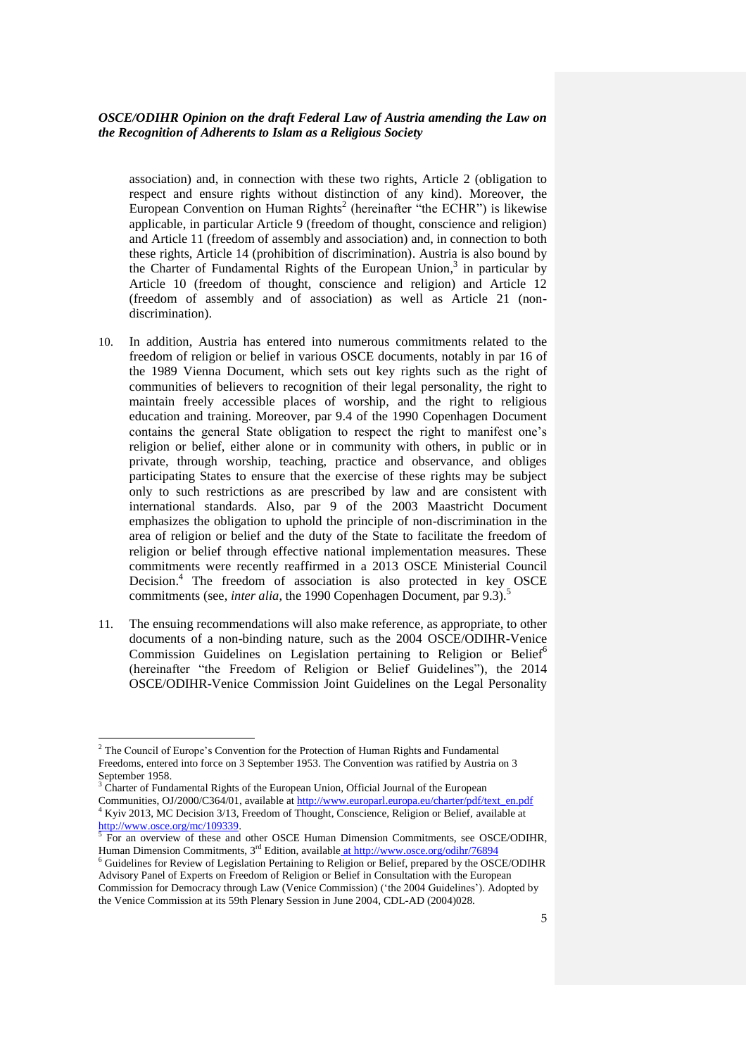association) and, in connection with these two rights, Article 2 (obligation to respect and ensure rights without distinction of any kind). Moreover, the European Convention on Human Rights[2] (hereinafter "the ECHR") is likewise applicable, in particular Article 9 (freedom of thought, conscience and religion) and Article 11 (freedom of assembly and association) and, in connection to both these rights, Article 14 (prohibition of discrimination). Austria is also bound by the Charter of Fundamental Rights of the European Union,[3] in particular by Article 10 (freedom of thought, conscience and religion) and Article 12 (freedom of assembly and of association) as well as Article 21 (non-discrimination).

10. In addition, Austria has entered into numerous commitments related to the freedom of religion or belief in various OSCE documents, notably in par 16 of the 1989 Vienna Document, which sets out key rights such as the right of communities of believers to recognition of their legal personality, the right to maintain freely accessible places of worship, and the right to religious education and training. Moreover, par 9.4 of the 1990 Copenhagen Document contains the general State obligation to respect the right to manifest one's religion or belief, either alone or in community with others, in public or in private, through worship, teaching, practice and observance, and obliges participating States to ensure that the exercise of these rights may be subject only to such restrictions as are prescribed by law and are consistent with international standards. Also, par 9 of the 2003 Maastricht Document emphasizes the obligation to uphold the principle of non-discrimination in the area of religion or belief and the duty of the State to facilitate the freedom of religion or belief through effective national implementation measures. These commitments were recently reaffirmed in a 2013 OSCE Ministerial Council Decision.[4] The freedom of association is also protected in key OSCE commitments (see, *inter alia*, the 1990 Copenhagen Document, par 9.3).[5]

11. The ensuing recommendations will also make reference, as appropriate, to other documents of a non-binding nature, such as the 2004 OSCE/ODIHR-Venice Commission Guidelines on Legislation pertaining to Religion or Belief[6] (hereinafter "the Freedom of Religion or Belief Guidelines"), the 2014 OSCE/ODIHR-Venice Commission Joint Guidelines on the Legal Personality

---

[2] The Council of Europe's Convention for the Protection of Human Rights and Fundamental Freedoms, entered into force on 3 September 1953. The Convention was ratified by Austria on 3 September 1958.

[3] Charter of Fundamental Rights of the European Union, Official Journal of the European Communities, OJ/2000/C364/01, available at http://www.europarl.europa.eu/charter/pdf/text_en.pdf

[4] Kyiv 2013, MC Decision 3/13, Freedom of Thought, Conscience, Religion or Belief, available at http://www.osce.org/mc/109339.

[5] For an overview of these and other OSCE Human Dimension Commitments, see OSCE/ODIHR, Human Dimension Commitments, 3rd Edition, available at http://www.osce.org/odihr/76894

[6] Guidelines for Review of Legislation Pertaining to Religion or Belief, prepared by the OSCE/ODIHR Advisory Panel of Experts on Freedom of Religion or Belief in Consultation with the European Commission for Democracy through Law (Venice Commission) ('the 2004 Guidelines'). Adopted by the Venice Commission at its 59th Plenary Session in June 2004, CDL-AD (2004)028.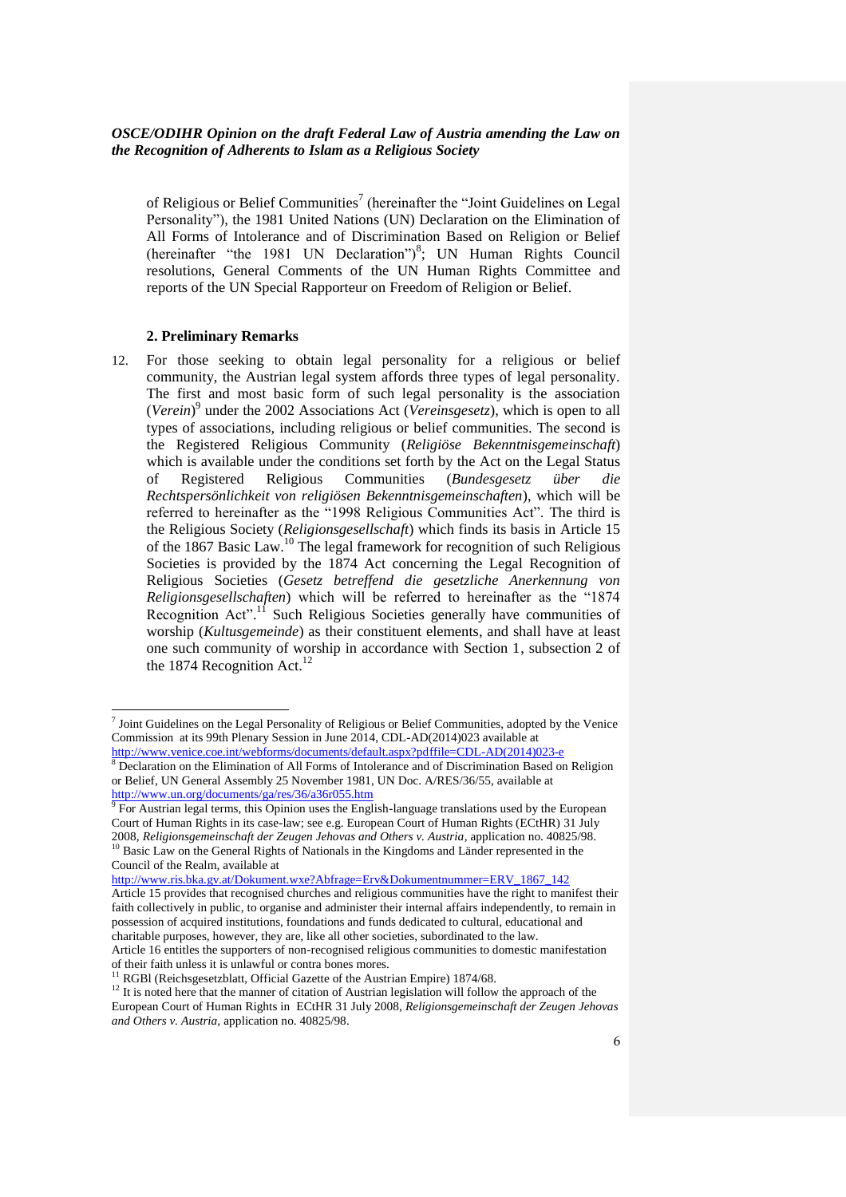of Religious or Belief Communities[7] (hereinafter the "Joint Guidelines on Legal Personality"), the 1981 United Nations (UN) Declaration on the Elimination of All Forms of Intolerance and of Discrimination Based on Religion or Belief (hereinafter "the 1981 UN Declaration")[8]; UN Human Rights Council resolutions, General Comments of the UN Human Rights Committee and reports of the UN Special Rapporteur on Freedom of Religion or Belief.

### 2. Preliminary Remarks

12. For those seeking to obtain legal personality for a religious or belief community, the Austrian legal system affords three types of legal personality. The first and most basic form of such legal personality is the association (*Verein*)[9] under the 2002 Associations Act (*Vereinsgesetz*), which is open to all types of associations, including religious or belief communities. The second is the Registered Religious Community (*Religiöse Bekenntnisgemeinschaft*) which is available under the conditions set forth by the Act on the Legal Status of Registered Religious Communities (*Bundesgesetz über die Rechtspersönlichkeit von religiösen Bekenntnisgemeinschaften*), which will be referred to hereinafter as the "1998 Religious Communities Act". The third is the Religious Society (*Religionsgesellschaft*) which finds its basis in Article 15 of the 1867 Basic Law.[10] The legal framework for recognition of such Religious Societies is provided by the 1874 Act concerning the Legal Recognition of Religious Societies (*Gesetz betreffend die gesetzliche Anerkennung von Religionsgesellschaften*) which will be referred to hereinafter as the "1874 Recognition Act".[11] Such Religious Societies generally have communities of worship (*Kultusgemeinde*) as their constituent elements, and shall have at least one such community of worship in accordance with Section 1, subsection 2 of the 1874 Recognition Act.[12]

---

[7] Joint Guidelines on the Legal Personality of Religious or Belief Communities, adopted by the Venice Commission at its 99th Plenary Session in June 2014, CDL-AD(2014)023 available at http://www.venice.coe.int/webforms/documents/default.aspx?pdffile=CDL-AD(2014)023-e

[8] Declaration on the Elimination of All Forms of Intolerance and of Discrimination Based on Religion or Belief, UN General Assembly 25 November 1981, UN Doc. A/RES/36/55, available at http://www.un.org/documents/ga/res/36/a36r055.htm

[9] For Austrian legal terms, this Opinion uses the English-language translations used by the European Court of Human Rights in its case-law; see e.g. European Court of Human Rights (ECtHR) 31 July 2008, *Religionsgemeinschaft der Zeugen Jehovas and Others v. Austria*, application no. 40825/98.

[10] Basic Law on the General Rights of Nationals in the Kingdoms and Länder represented in the Council of the Realm, available at http://www.ris.bka.gv.at/Dokument.wxe?Abfrage=Erv&Dokumentnummer=ERV_1867_142
Article 15 provides that recognised churches and religious communities have the right to manifest their faith collectively in public, to organise and administer their internal affairs independently, to remain in possession of acquired institutions, foundations and funds dedicated to cultural, educational and charitable purposes, however, they are, like all other societies, subordinated to the law.
Article 16 entitles the supporters of non-recognised religious communities to domestic manifestation of their faith unless it is unlawful or contra bones mores.

[11] RGBl (Reichsgesetzblatt, Official Gazette of the Austrian Empire) 1874/68.

[12] It is noted here that the manner of citation of Austrian legislation will follow the approach of the European Court of Human Rights in ECtHR 31 July 2008, *Religionsgemeinschaft der Zeugen Jehovas and Others v. Austria*, application no. 40825/98.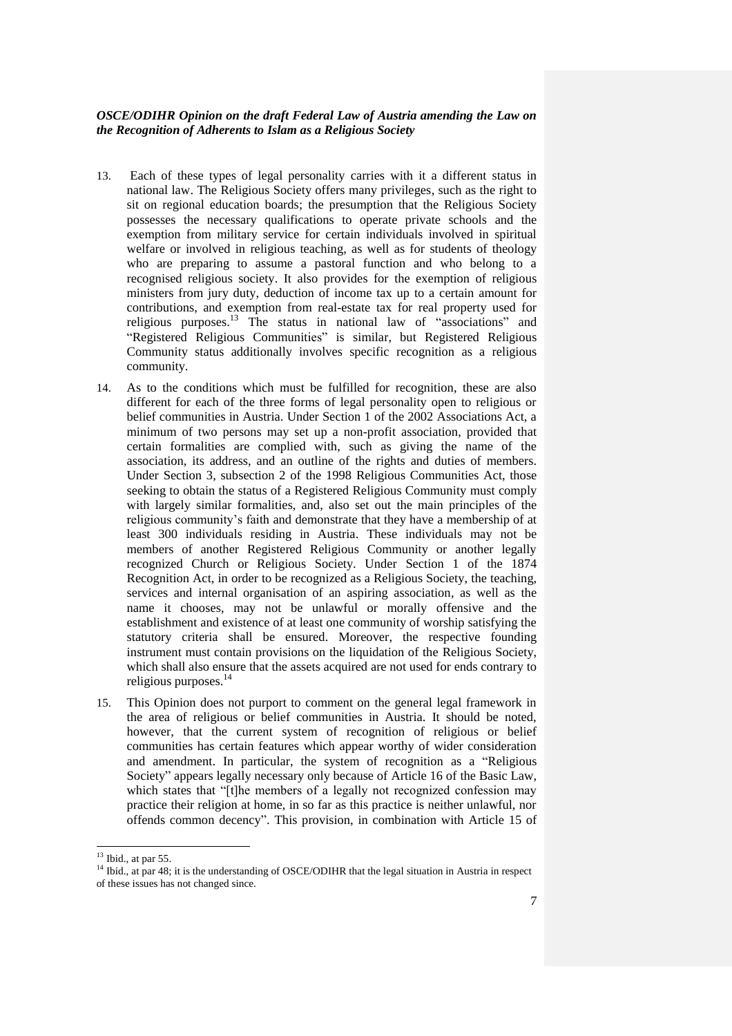13. Each of these types of legal personality carries with it a different status in national law. The Religious Society offers many privileges, such as the right to sit on regional education boards; the presumption that the Religious Society possesses the necessary qualifications to operate private schools and the exemption from military service for certain individuals involved in spiritual welfare or involved in religious teaching, as well as for students of theology who are preparing to assume a pastoral function and who belong to a recognised religious society. It also provides for the exemption of religious ministers from jury duty, deduction of income tax up to a certain amount for contributions, and exemption from real-estate tax for real property used for religious purposes.[13] The status in national law of "associations" and "Registered Religious Communities" is similar, but Registered Religious Community status additionally involves specific recognition as a religious community.

14. As to the conditions which must be fulfilled for recognition, these are also different for each of the three forms of legal personality open to religious or belief communities in Austria. Under Section 1 of the 2002 Associations Act, a minimum of two persons may set up a non-profit association, provided that certain formalities are complied with, such as giving the name of the association, its address, and an outline of the rights and duties of members. Under Section 3, subsection 2 of the 1998 Religious Communities Act, those seeking to obtain the status of a Registered Religious Community must comply with largely similar formalities, and, also set out the main principles of the religious community's faith and demonstrate that they have a membership of at least 300 individuals residing in Austria. These individuals may not be members of another Registered Religious Community or another legally recognized Church or Religious Society. Under Section 1 of the 1874 Recognition Act, in order to be recognized as a Religious Society, the teaching, services and internal organisation of an aspiring association, as well as the name it chooses, may not be unlawful or morally offensive and the establishment and existence of at least one community of worship satisfying the statutory criteria shall be ensured. Moreover, the respective founding instrument must contain provisions on the liquidation of the Religious Society, which shall also ensure that the assets acquired are not used for ends contrary to religious purposes.[14]

15. This Opinion does not purport to comment on the general legal framework in the area of religious or belief communities in Austria. It should be noted, however, that the current system of recognition of religious or belief communities has certain features which appear worthy of wider consideration and amendment. In particular, the system of recognition as a "Religious Society" appears legally necessary only because of Article 16 of the Basic Law, which states that "[t]he members of a legally not recognized confession may practice their religion at home, in so far as this practice is neither unlawful, nor offends common decency". This provision, in combination with Article 15 of

---

[13] Ibid., at par 55.

[14] Ibid., at par 48; it is the understanding of OSCE/ODIHR that the legal situation in Austria in respect of these issues has not changed since.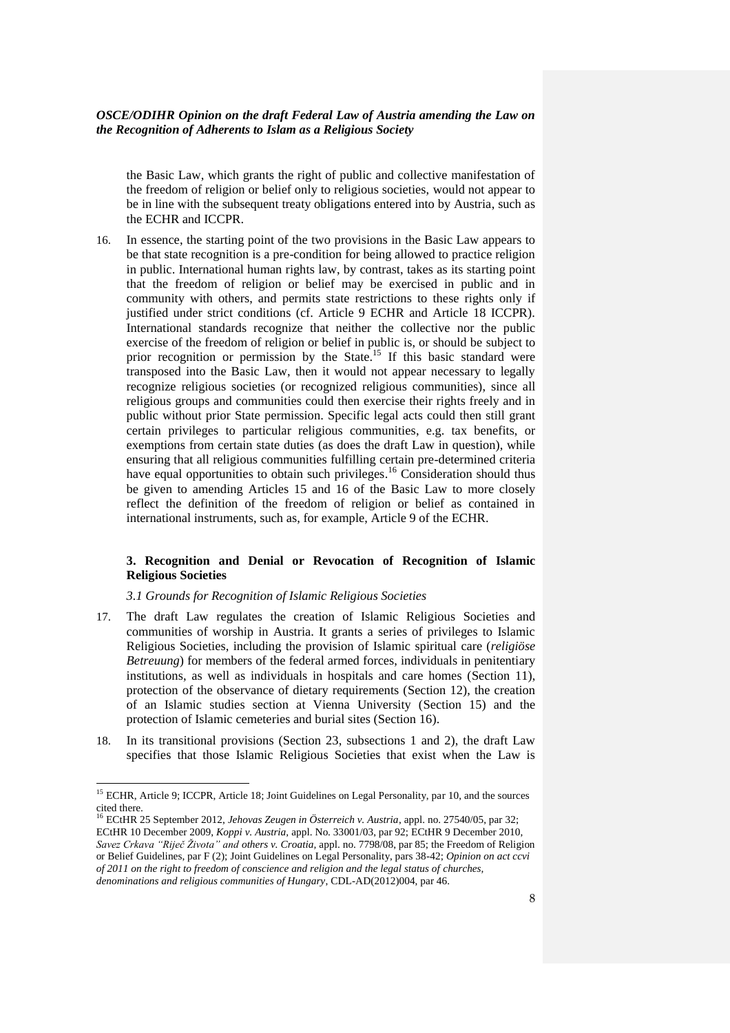the Basic Law, which grants the right of public and collective manifestation of the freedom of religion or belief only to religious societies, would not appear to be in line with the subsequent treaty obligations entered into by Austria, such as the ECHR and ICCPR.

16. In essence, the starting point of the two provisions in the Basic Law appears to be that state recognition is a pre-condition for being allowed to practice religion in public. International human rights law, by contrast, takes as its starting point that the freedom of religion or belief may be exercised in public and in community with others, and permits state restrictions to these rights only if justified under strict conditions (cf. Article 9 ECHR and Article 18 ICCPR). International standards recognize that neither the collective nor the public exercise of the freedom of religion or belief in public is, or should be subject to prior recognition or permission by the State.[15] If this basic standard were transposed into the Basic Law, then it would not appear necessary to legally recognize religious societies (or recognized religious communities), since all religious groups and communities could then exercise their rights freely and in public without prior State permission. Specific legal acts could then still grant certain privileges to particular religious communities, e.g. tax benefits, or exemptions from certain state duties (as does the draft Law in question), while ensuring that all religious communities fulfilling certain pre-determined criteria have equal opportunities to obtain such privileges.[16] Consideration should thus be given to amending Articles 15 and 16 of the Basic Law to more closely reflect the definition of the freedom of religion or belief as contained in international instruments, such as, for example, Article 9 of the ECHR.

### 3. Recognition and Denial or Revocation of Recognition of Islamic Religious Societies

*3.1 Grounds for Recognition of Islamic Religious Societies*

17. The draft Law regulates the creation of Islamic Religious Societies and communities of worship in Austria. It grants a series of privileges to Islamic Religious Societies, including the provision of Islamic spiritual care (*religiöse Betreuung*) for members of the federal armed forces, individuals in penitentiary institutions, as well as individuals in hospitals and care homes (Section 11), protection of the observance of dietary requirements (Section 12), the creation of an Islamic studies section at Vienna University (Section 15) and the protection of Islamic cemeteries and burial sites (Section 16).

18. In its transitional provisions (Section 23, subsections 1 and 2), the draft Law specifies that those Islamic Religious Societies that exist when the Law is

---

[15] ECHR, Article 9; ICCPR, Article 18; Joint Guidelines on Legal Personality, par 10, and the sources cited there.

[16] ECtHR 25 September 2012, *Jehovas Zeugen in Österreich v. Austria*, appl. no. 27540/05, par 32; ECtHR 10 December 2009, *Koppi v. Austria*, appl. No. 33001/03, par 92; ECtHR 9 December 2010, *Savez Crkava "Riječ Života" and others v. Croatia*, appl. no. 7798/08, par 85; the Freedom of Religion or Belief Guidelines, par F (2); Joint Guidelines on Legal Personality, pars 38-42; *Opinion on act ccvi of 2011 on the right to freedom of conscience and religion and the legal status of churches, denominations and religious communities of Hungary*, CDL-AD(2012)004, par 46.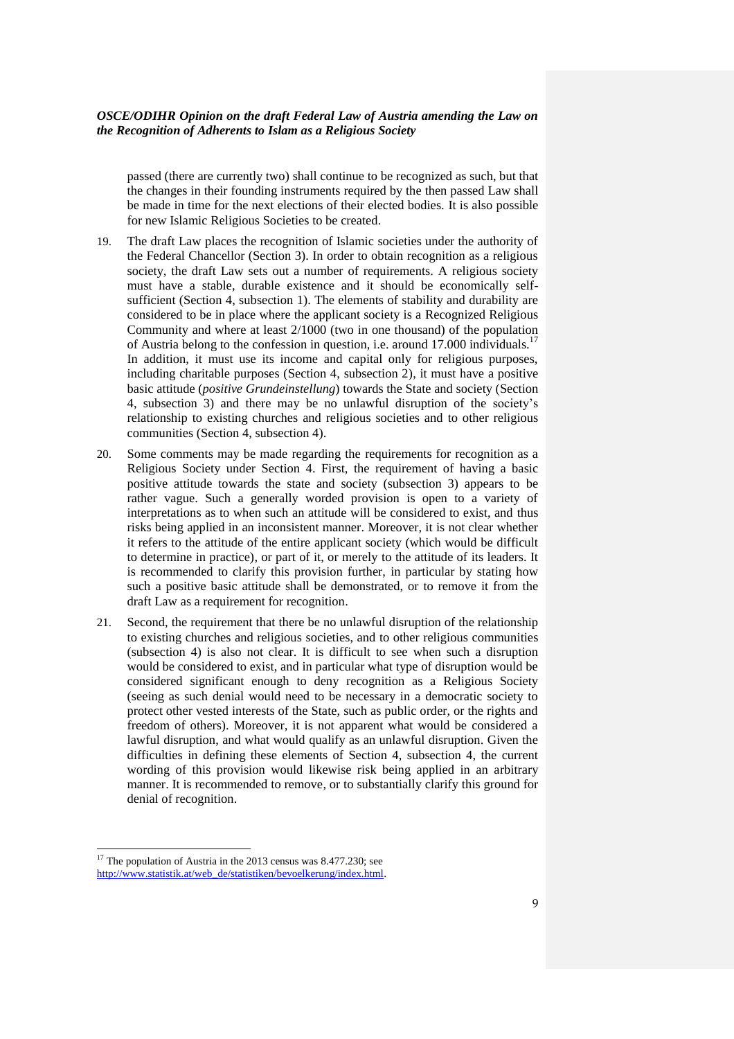passed (there are currently two) shall continue to be recognized as such, but that the changes in their founding instruments required by the then passed Law shall be made in time for the next elections of their elected bodies. It is also possible for new Islamic Religious Societies to be created.

19. The draft Law places the recognition of Islamic societies under the authority of the Federal Chancellor (Section 3). In order to obtain recognition as a religious society, the draft Law sets out a number of requirements. A religious society must have a stable, durable existence and it should be economically self-sufficient (Section 4, subsection 1). The elements of stability and durability are considered to be in place where the applicant society is a Recognized Religious Community and where at least 2/1000 (two in one thousand) of the population of Austria belong to the confession in question, i.e. around 17.000 individuals.[17] In addition, it must use its income and capital only for religious purposes, including charitable purposes (Section 4, subsection 2), it must have a positive basic attitude (*positive Grundeinstellung*) towards the State and society (Section 4, subsection 3) and there may be no unlawful disruption of the society's relationship to existing churches and religious societies and to other religious communities (Section 4, subsection 4).

20. Some comments may be made regarding the requirements for recognition as a Religious Society under Section 4. First, the requirement of having a basic positive attitude towards the state and society (subsection 3) appears to be rather vague. Such a generally worded provision is open to a variety of interpretations as to when such an attitude will be considered to exist, and thus risks being applied in an inconsistent manner. Moreover, it is not clear whether it refers to the attitude of the entire applicant society (which would be difficult to determine in practice), or part of it, or merely to the attitude of its leaders. It is recommended to clarify this provision further, in particular by stating how such a positive basic attitude shall be demonstrated, or to remove it from the draft Law as a requirement for recognition.

21. Second, the requirement that there be no unlawful disruption of the relationship to existing churches and religious societies, and to other religious communities (subsection 4) is also not clear. It is difficult to see when such a disruption would be considered to exist, and in particular what type of disruption would be considered significant enough to deny recognition as a Religious Society (seeing as such denial would need to be necessary in a democratic society to protect other vested interests of the State, such as public order, or the rights and freedom of others). Moreover, it is not apparent what would be considered a lawful disruption, and what would qualify as an unlawful disruption. Given the difficulties in defining these elements of Section 4, subsection 4, the current wording of this provision would likewise risk being applied in an arbitrary manner. It is recommended to remove, or to substantially clarify this ground for denial of recognition.

---

[17] The population of Austria in the 2013 census was 8.477.230; see http://www.statistik.at/web_de/statistiken/bevoelkerung/index.html.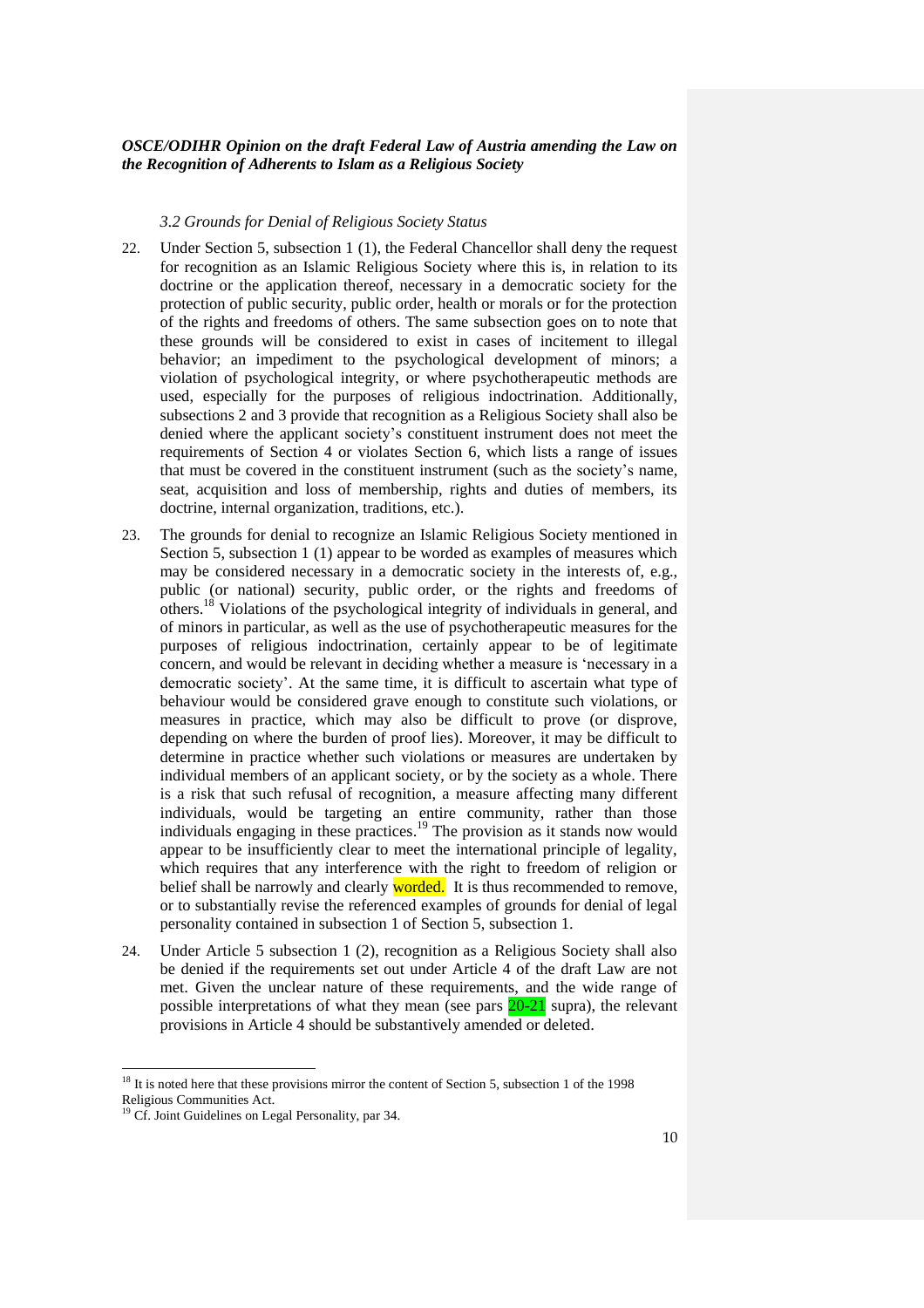*3.2 Grounds for Denial of Religious Society Status*

22. Under Section 5, subsection 1 (1), the Federal Chancellor shall deny the request for recognition as an Islamic Religious Society where this is, in relation to its doctrine or the application thereof, necessary in a democratic society for the protection of public security, public order, health or morals or for the protection of the rights and freedoms of others. The same subsection goes on to note that these grounds will be considered to exist in cases of incitement to illegal behavior; an impediment to the psychological development of minors; a violation of psychological integrity, or where psychotherapeutic methods are used, especially for the purposes of religious indoctrination. Additionally, subsections 2 and 3 provide that recognition as a Religious Society shall also be denied where the applicant society's constituent instrument does not meet the requirements of Section 4 or violates Section 6, which lists a range of issues that must be covered in the constituent instrument (such as the society's name, seat, acquisition and loss of membership, rights and duties of members, its doctrine, internal organization, traditions, etc.).

23. The grounds for denial to recognize an Islamic Religious Society mentioned in Section 5, subsection 1 (1) appear to be worded as examples of measures which may be considered necessary in a democratic society in the interests of, e.g., public (or national) security, public order, or the rights and freedoms of others.[18] Violations of the psychological integrity of individuals in general, and of minors in particular, as well as the use of psychotherapeutic measures for the purposes of religious indoctrination, certainly appear to be of legitimate concern, and would be relevant in deciding whether a measure is 'necessary in a democratic society'. At the same time, it is difficult to ascertain what type of behaviour would be considered grave enough to constitute such violations, or measures in practice, which may also be difficult to prove (or disprove, depending on where the burden of proof lies). Moreover, it may be difficult to determine in practice whether such violations or measures are undertaken by individual members of an applicant society, or by the society as a whole. There is a risk that such refusal of recognition, a measure affecting many different individuals, would be targeting an entire community, rather than those individuals engaging in these practices.[19] The provision as it stands now would appear to be insufficiently clear to meet the international principle of legality, which requires that any interference with the right to freedom of religion or belief shall be narrowly and clearly worded. It is thus recommended to remove, or to substantially revise the referenced examples of grounds for denial of legal personality contained in subsection 1 of Section 5, subsection 1.

24. Under Article 5 subsection 1 (2), recognition as a Religious Society shall also be denied if the requirements set out under Article 4 of the draft Law are not met. Given the unclear nature of these requirements, and the wide range of possible interpretations of what they mean (see pars 20-21 supra), the relevant provisions in Article 4 should be substantively amended or deleted.

---

[18] It is noted here that these provisions mirror the content of Section 5, subsection 1 of the 1998 Religious Communities Act.

[19] Cf. Joint Guidelines on Legal Personality, par 34.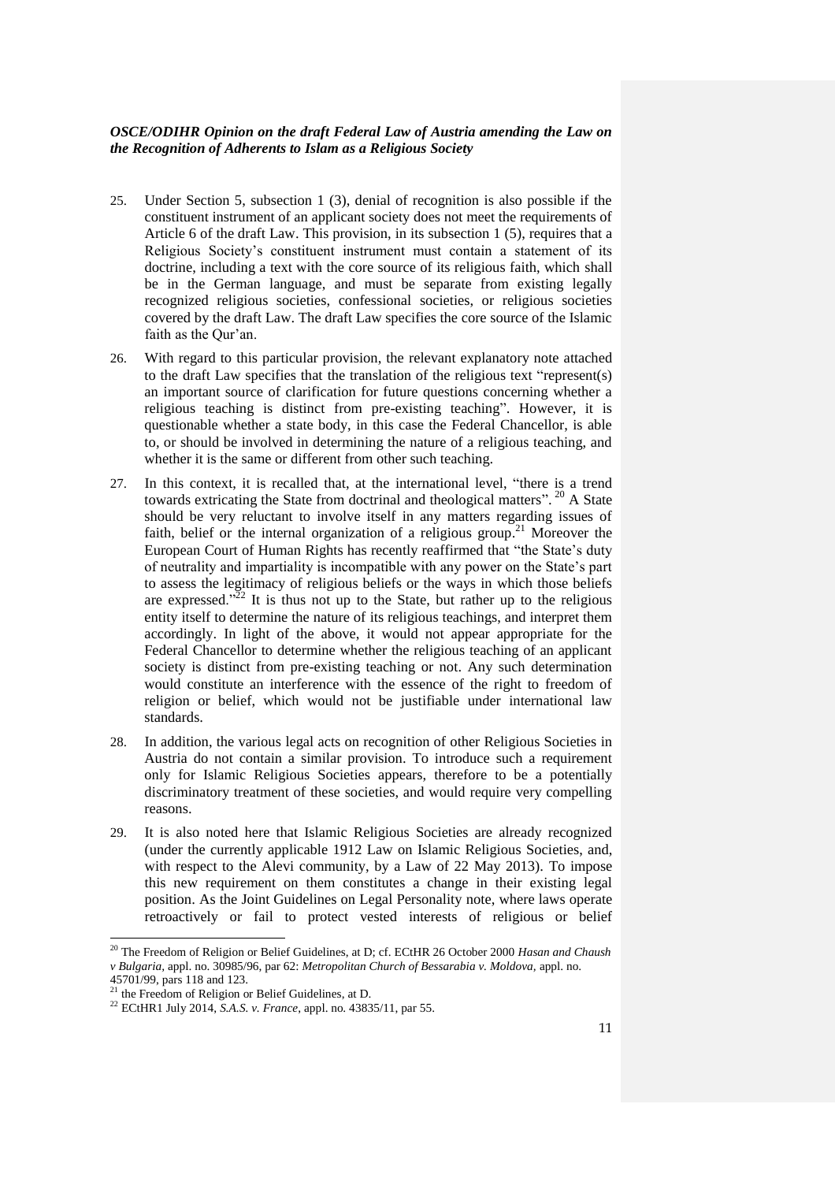25. Under Section 5, subsection 1 (3), denial of recognition is also possible if the constituent instrument of an applicant society does not meet the requirements of Article 6 of the draft Law. This provision, in its subsection 1 (5), requires that a Religious Society's constituent instrument must contain a statement of its doctrine, including a text with the core source of its religious faith, which shall be in the German language, and must be separate from existing legally recognized religious societies, confessional societies, or religious societies covered by the draft Law. The draft Law specifies the core source of the Islamic faith as the Qur'an.

26. With regard to this particular provision, the relevant explanatory note attached to the draft Law specifies that the translation of the religious text "represent(s) an important source of clarification for future questions concerning whether a religious teaching is distinct from pre-existing teaching". However, it is questionable whether a state body, in this case the Federal Chancellor, is able to, or should be involved in determining the nature of a religious teaching, and whether it is the same or different from other such teaching.

27. In this context, it is recalled that, at the international level, "there is a trend towards extricating the State from doctrinal and theological matters".[20] A State should be very reluctant to involve itself in any matters regarding issues of faith, belief or the internal organization of a religious group.[21] Moreover the European Court of Human Rights has recently reaffirmed that "the State's duty of neutrality and impartiality is incompatible with any power on the State's part to assess the legitimacy of religious beliefs or the ways in which those beliefs are expressed."[22] It is thus not up to the State, but rather up to the religious entity itself to determine the nature of its religious teachings, and interpret them accordingly. In light of the above, it would not appear appropriate for the Federal Chancellor to determine whether the religious teaching of an applicant society is distinct from pre-existing teaching or not. Any such determination would constitute an interference with the essence of the right to freedom of religion or belief, which would not be justifiable under international law standards.

28. In addition, the various legal acts on recognition of other Religious Societies in Austria do not contain a similar provision. To introduce such a requirement only for Islamic Religious Societies appears, therefore to be a potentially discriminatory treatment of these societies, and would require very compelling reasons.

29. It is also noted here that Islamic Religious Societies are already recognized (under the currently applicable 1912 Law on Islamic Religious Societies, and, with respect to the Alevi community, by a Law of 22 May 2013). To impose this new requirement on them constitutes a change in their existing legal position. As the Joint Guidelines on Legal Personality note, where laws operate retroactively or fail to protect vested interests of religious or belief

---

[20] The Freedom of Religion or Belief Guidelines, at D; cf. ECtHR 26 October 2000 *Hasan and Chaush v Bulgaria*, appl. no. 30985/96, par 62: *Metropolitan Church of Bessarabia v. Moldova*, appl. no. 45701/99, pars 118 and 123.

[21] the Freedom of Religion or Belief Guidelines, at D.

[22] ECtHR1 July 2014, *S.A.S. v. France*, appl. no. 43835/11, par 55.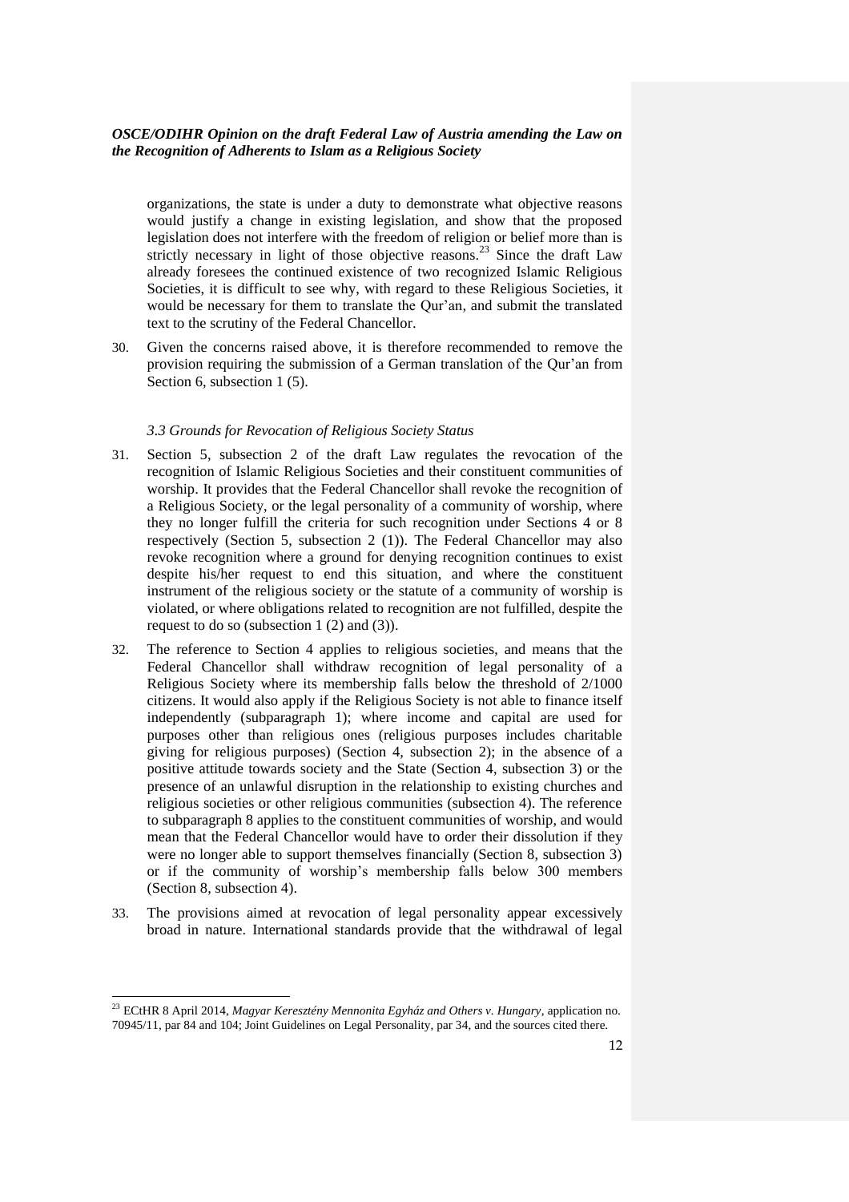organizations, the state is under a duty to demonstrate what objective reasons would justify a change in existing legislation, and show that the proposed legislation does not interfere with the freedom of religion or belief more than is strictly necessary in light of those objective reasons.[23] Since the draft Law already foresees the continued existence of two recognized Islamic Religious Societies, it is difficult to see why, with regard to these Religious Societies, it would be necessary for them to translate the Qur'an, and submit the translated text to the scrutiny of the Federal Chancellor.

30. Given the concerns raised above, it is therefore recommended to remove the provision requiring the submission of a German translation of the Qur'an from Section 6, subsection 1 (5).

### *3.3 Grounds for Revocation of Religious Society Status*

31. Section 5, subsection 2 of the draft Law regulates the revocation of the recognition of Islamic Religious Societies and their constituent communities of worship. It provides that the Federal Chancellor shall revoke the recognition of a Religious Society, or the legal personality of a community of worship, where they no longer fulfill the criteria for such recognition under Sections 4 or 8 respectively (Section 5, subsection 2 (1)). The Federal Chancellor may also revoke recognition where a ground for denying recognition continues to exist despite his/her request to end this situation, and where the constituent instrument of the religious society or the statute of a community of worship is violated, or where obligations related to recognition are not fulfilled, despite the request to do so (subsection 1 (2) and (3)).

32. The reference to Section 4 applies to religious societies, and means that the Federal Chancellor shall withdraw recognition of legal personality of a Religious Society where its membership falls below the threshold of 2/1000 citizens. It would also apply if the Religious Society is not able to finance itself independently (subparagraph 1); where income and capital are used for purposes other than religious ones (religious purposes includes charitable giving for religious purposes) (Section 4, subsection 2); in the absence of a positive attitude towards society and the State (Section 4, subsection 3) or the presence of an unlawful disruption in the relationship to existing churches and religious societies or other religious communities (subsection 4). The reference to subparagraph 8 applies to the constituent communities of worship, and would mean that the Federal Chancellor would have to order their dissolution if they were no longer able to support themselves financially (Section 8, subsection 3) or if the community of worship's membership falls below 300 members (Section 8, subsection 4).

33. The provisions aimed at revocation of legal personality appear excessively broad in nature. International standards provide that the withdrawal of legal

---

[23] ECtHR 8 April 2014, *Magyar Keresztény Mennonita Egyház and Others v. Hungary*, application no. 70945/11, par 84 and 104; Joint Guidelines on Legal Personality, par 34, and the sources cited there.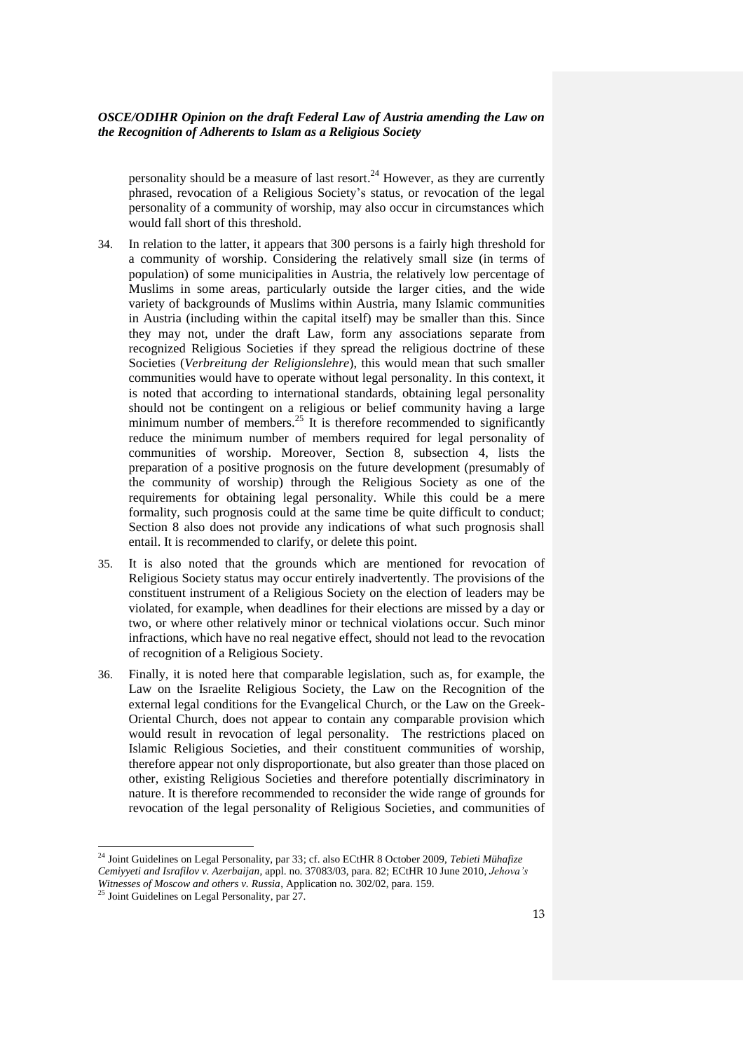personality should be a measure of last resort.[24] However, as they are currently phrased, revocation of a Religious Society's status, or revocation of the legal personality of a community of worship, may also occur in circumstances which would fall short of this threshold.

34. In relation to the latter, it appears that 300 persons is a fairly high threshold for a community of worship. Considering the relatively small size (in terms of population) of some municipalities in Austria, the relatively low percentage of Muslims in some areas, particularly outside the larger cities, and the wide variety of backgrounds of Muslims within Austria, many Islamic communities in Austria (including within the capital itself) may be smaller than this. Since they may not, under the draft Law, form any associations separate from recognized Religious Societies if they spread the religious doctrine of these Societies (*Verbreitung der Religionslehre*), this would mean that such smaller communities would have to operate without legal personality. In this context, it is noted that according to international standards, obtaining legal personality should not be contingent on a religious or belief community having a large minimum number of members.[25] It is therefore recommended to significantly reduce the minimum number of members required for legal personality of communities of worship. Moreover, Section 8, subsection 4, lists the preparation of a positive prognosis on the future development (presumably of the community of worship) through the Religious Society as one of the requirements for obtaining legal personality. While this could be a mere formality, such prognosis could at the same time be quite difficult to conduct; Section 8 also does not provide any indications of what such prognosis shall entail. It is recommended to clarify, or delete this point.

35. It is also noted that the grounds which are mentioned for revocation of Religious Society status may occur entirely inadvertently. The provisions of the constituent instrument of a Religious Society on the election of leaders may be violated, for example, when deadlines for their elections are missed by a day or two, or where other relatively minor or technical violations occur. Such minor infractions, which have no real negative effect, should not lead to the revocation of recognition of a Religious Society.

36. Finally, it is noted here that comparable legislation, such as, for example, the Law on the Israelite Religious Society, the Law on the Recognition of the external legal conditions for the Evangelical Church, or the Law on the Greek-Oriental Church, does not appear to contain any comparable provision which would result in revocation of legal personality. The restrictions placed on Islamic Religious Societies, and their constituent communities of worship, therefore appear not only disproportionate, but also greater than those placed on other, existing Religious Societies and therefore potentially discriminatory in nature. It is therefore recommended to reconsider the wide range of grounds for revocation of the legal personality of Religious Societies, and communities of

---

[24] Joint Guidelines on Legal Personality, par 33; cf. also ECtHR 8 October 2009, *Tebieti Mühafize Cemiyyeti and Israfilov v. Azerbaijan*, appl. no. 37083/03, para. 82; ECtHR 10 June 2010, *Jehova's Witnesses of Moscow and others v. Russia*, Application no. 302/02, para. 159.

[25] Joint Guidelines on Legal Personality, par 27.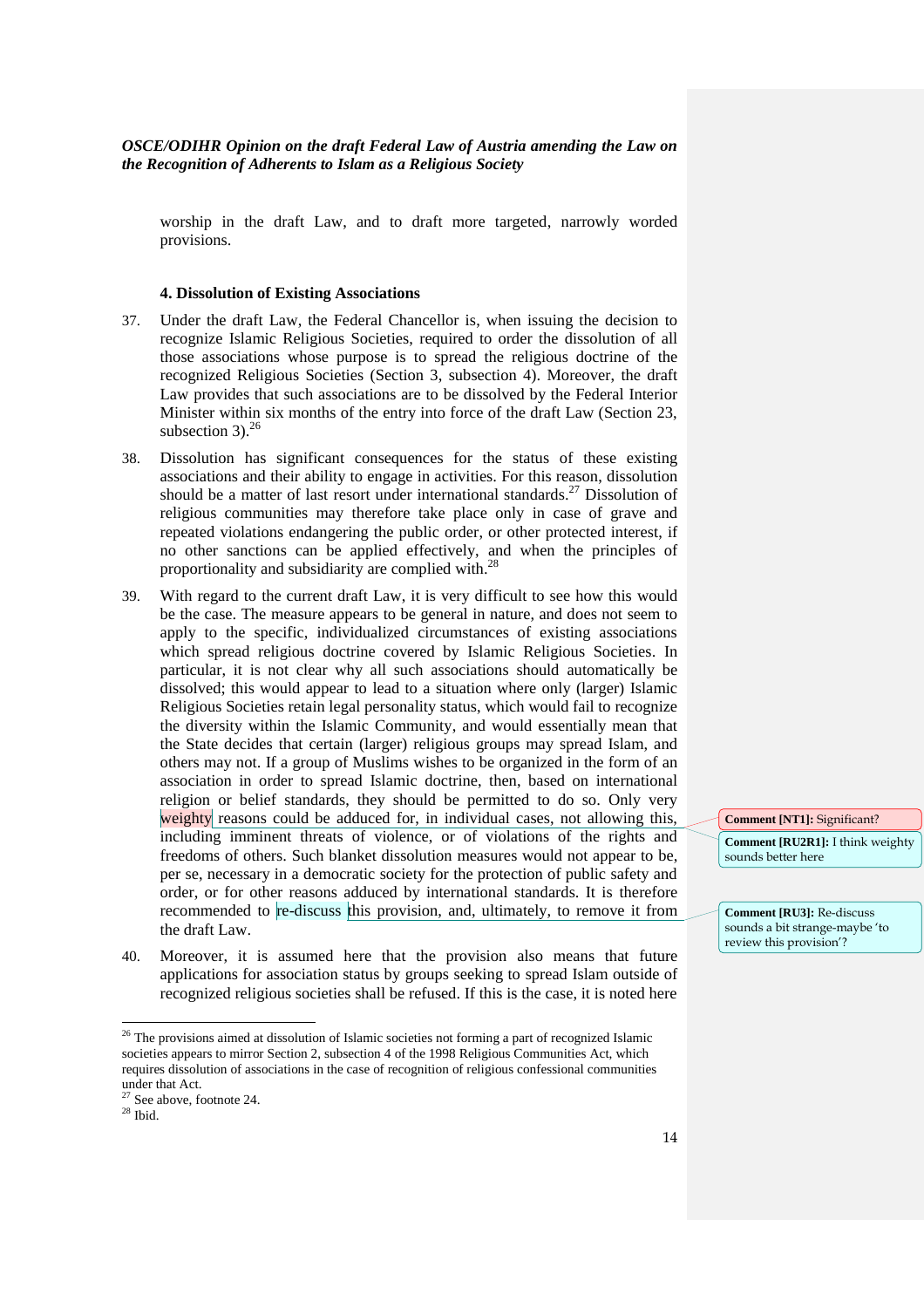worship in the draft Law, and to draft more targeted, narrowly worded provisions.

#### 4. Dissolution of Existing Associations

37. Under the draft Law, the Federal Chancellor is, when issuing the decision to recognize Islamic Religious Societies, required to order the dissolution of all those associations whose purpose is to spread the religious doctrine of the recognized Religious Societies (Section 3, subsection 4). Moreover, the draft Law provides that such associations are to be dissolved by the Federal Interior Minister within six months of the entry into force of the draft Law (Section 23, subsection 3).[26]

38. Dissolution has significant consequences for the status of these existing associations and their ability to engage in activities. For this reason, dissolution should be a matter of last resort under international standards.[27] Dissolution of religious communities may therefore take place only in case of grave and repeated violations endangering the public order, or other protected interest, if no other sanctions can be applied effectively, and when the principles of proportionality and subsidiarity are complied with.[28]

39. With regard to the current draft Law, it is very difficult to see how this would be the case. The measure appears to be general in nature, and does not seem to apply to the specific, individualized circumstances of existing associations which spread religious doctrine covered by Islamic Religious Societies. In particular, it is not clear why all such associations should automatically be dissolved; this would appear to lead to a situation where only (larger) Islamic Religious Societies retain legal personality status, which would fail to recognize the diversity within the Islamic Community, and would essentially mean that the State decides that certain (larger) religious groups may spread Islam, and others may not. If a group of Muslims wishes to be organized in the form of an association in order to spread Islamic doctrine, then, based on international religion or belief standards, they should be permitted to do so. Only very weighty reasons could be adduced for, in individual cases, not allowing this, including imminent threats of violence, or of violations of the rights and freedoms of others. Such blanket dissolution measures would not appear to be, per se, necessary in a democratic society for the protection of public safety and order, or for other reasons adduced by international standards. It is therefore recommended to re-discuss this provision, and, ultimately, to remove it from the draft Law.

> **Comment [NT1]:** Significant?
>
> **Comment [RU2R1]:** I think weighty sounds better here
>
> **Comment [RU3]:** Re-discuss sounds a bit strange-maybe 'to review this provision'?

40. Moreover, it is assumed here that the provision also means that future applications for association status by groups seeking to spread Islam outside of recognized religious societies shall be refused. If this is the case, it is noted here

---

[26] The provisions aimed at dissolution of Islamic societies not forming a part of recognized Islamic societies appears to mirror Section 2, subsection 4 of the 1998 Religious Communities Act, which requires dissolution of associations in the case of recognition of religious confessional communities under that Act.

[27] See above, footnote 24.

[28] Ibid.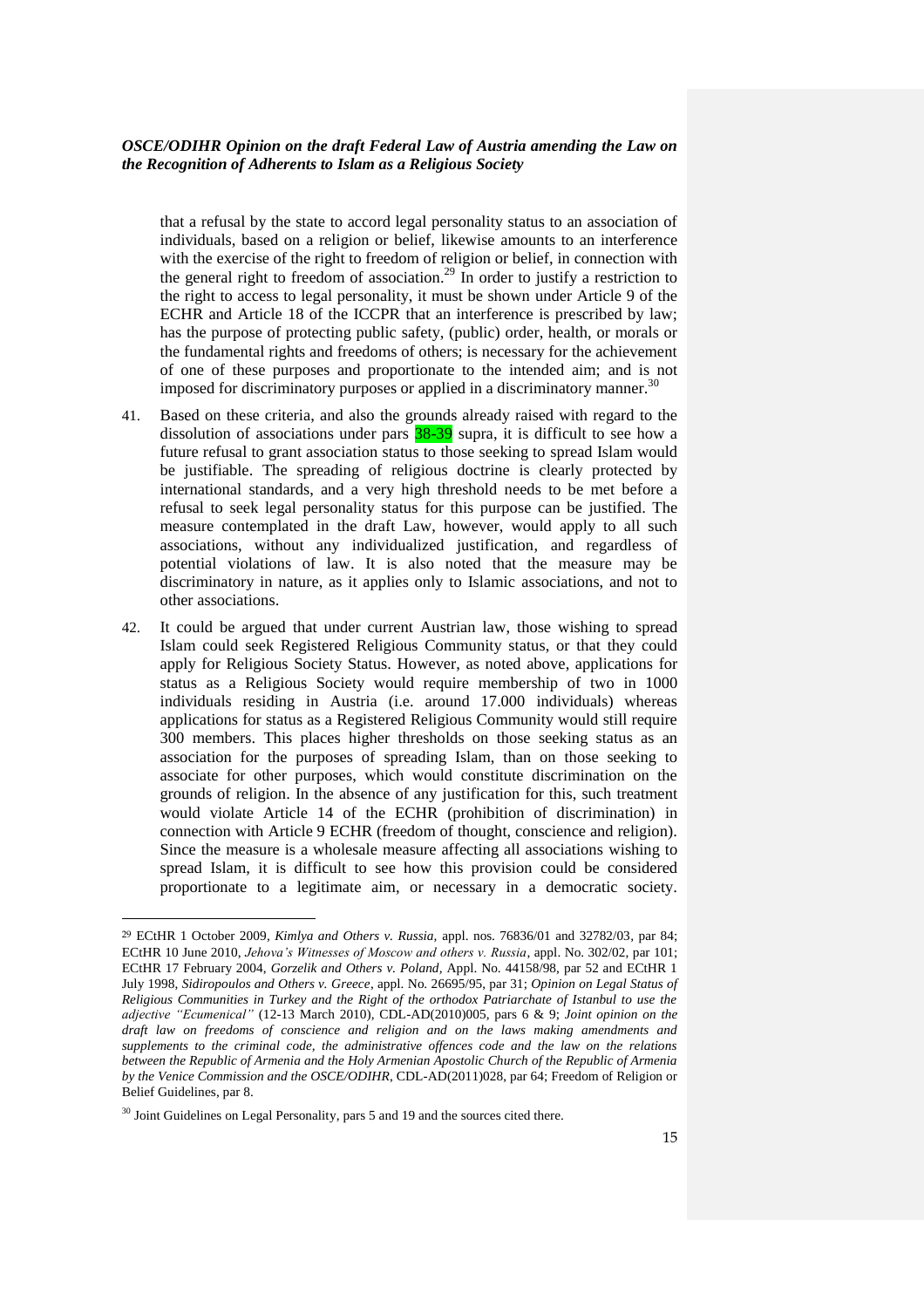that a refusal by the state to accord legal personality status to an association of individuals, based on a religion or belief, likewise amounts to an interference with the exercise of the right to freedom of religion or belief, in connection with the general right to freedom of association.[29] In order to justify a restriction to the right to access to legal personality, it must be shown under Article 9 of the ECHR and Article 18 of the ICCPR that an interference is prescribed by law; has the purpose of protecting public safety, (public) order, health, or morals or the fundamental rights and freedoms of others; is necessary for the achievement of one of these purposes and proportionate to the intended aim; and is not imposed for discriminatory purposes or applied in a discriminatory manner.[30]

41. Based on these criteria, and also the grounds already raised with regard to the dissolution of associations under pars 38-39 supra, it is difficult to see how a future refusal to grant association status to those seeking to spread Islam would be justifiable. The spreading of religious doctrine is clearly protected by international standards, and a very high threshold needs to be met before a refusal to seek legal personality status for this purpose can be justified. The measure contemplated in the draft Law, however, would apply to all such associations, without any individualized justification, and regardless of potential violations of law. It is also noted that the measure may be discriminatory in nature, as it applies only to Islamic associations, and not to other associations.

42. It could be argued that under current Austrian law, those wishing to spread Islam could seek Registered Religious Community status, or that they could apply for Religious Society Status. However, as noted above, applications for status as a Religious Society would require membership of two in 1000 individuals residing in Austria (i.e. around 17.000 individuals) whereas applications for status as a Registered Religious Community would still require 300 members. This places higher thresholds on those seeking status as an association for the purposes of spreading Islam, than on those seeking to associate for other purposes, which would constitute discrimination on the grounds of religion. In the absence of any justification for this, such treatment would violate Article 14 of the ECHR (prohibition of discrimination) in connection with Article 9 ECHR (freedom of thought, conscience and religion). Since the measure is a wholesale measure affecting all associations wishing to spread Islam, it is difficult to see how this provision could be considered proportionate to a legitimate aim, or necessary in a democratic society.

---

[29] ECtHR 1 October 2009, *Kimlya and Others v. Russia*, appl. nos. 76836/01 and 32782/03, par 84; ECtHR 10 June 2010, *Jehova's Witnesses of Moscow and others v. Russia*, appl. No. 302/02, par 101; ECtHR 17 February 2004, *Gorzelik and Others v. Poland*, Appl. No. 44158/98, par 52 and ECtHR 1 July 1998, *Sidiropoulos and Others v. Greece*, appl. No. 26695/95, par 31; *Opinion on Legal Status of Religious Communities in Turkey and the Right of the orthodox Patriarchate of Istanbul to use the adjective "Ecumenical"* (12-13 March 2010), CDL-AD(2010)005, pars 6 & 9; *Joint opinion on the draft law on freedoms of conscience and religion and on the laws making amendments and supplements to the criminal code, the administrative offences code and the law on the relations between the Republic of Armenia and the Holy Armenian Apostolic Church of the Republic of Armenia by the Venice Commission and the OSCE/ODIHR*, CDL-AD(2011)028, par 64; Freedom of Religion or Belief Guidelines, par 8.

[30] Joint Guidelines on Legal Personality, pars 5 and 19 and the sources cited there.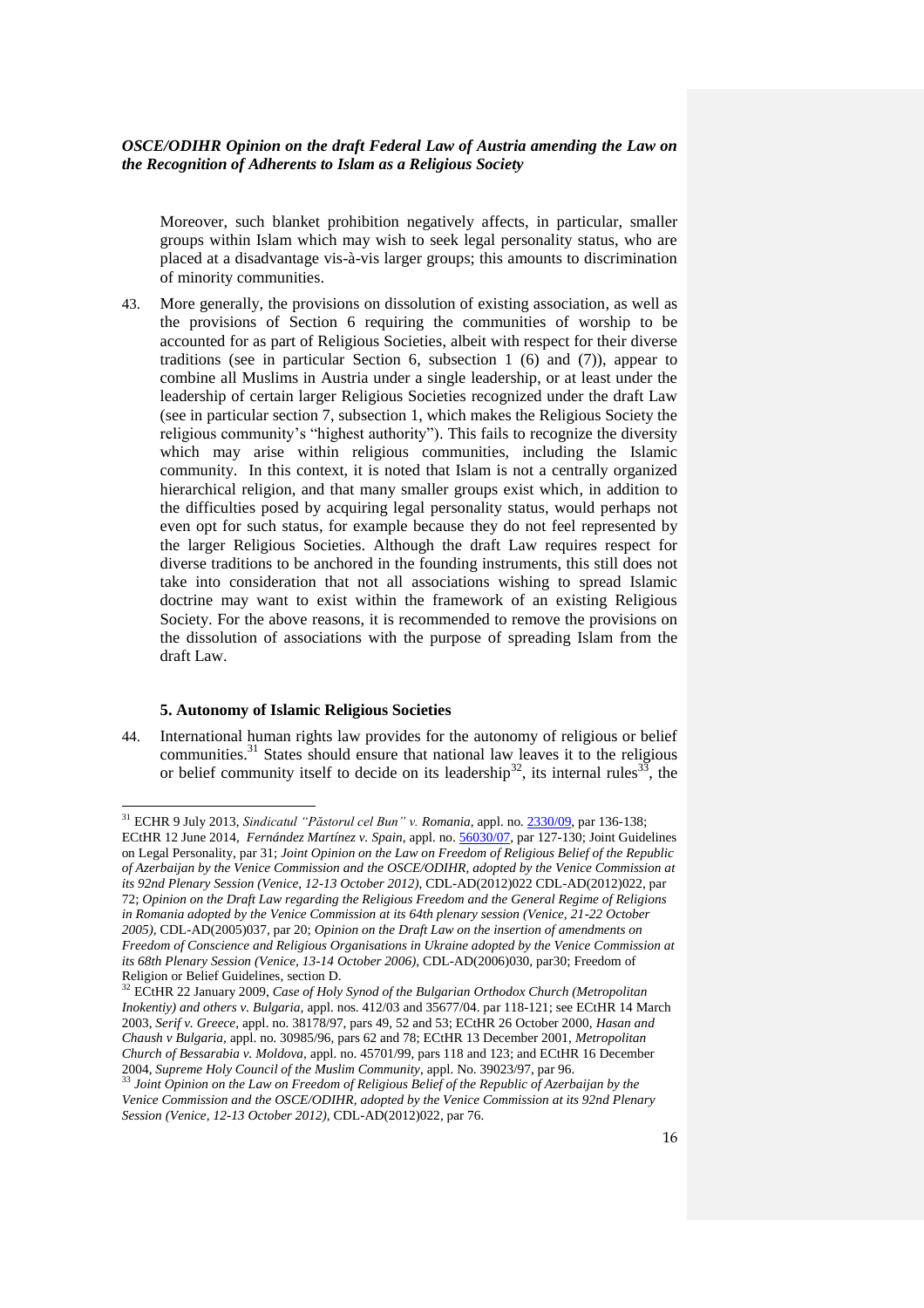Moreover, such blanket prohibition negatively affects, in particular, smaller groups within Islam which may wish to seek legal personality status, who are placed at a disadvantage vis-à-vis larger groups; this amounts to discrimination of minority communities.

43. More generally, the provisions on dissolution of existing association, as well as the provisions of Section 6 requiring the communities of worship to be accounted for as part of Religious Societies, albeit with respect for their diverse traditions (see in particular Section 6, subsection 1 (6) and (7)), appear to combine all Muslims in Austria under a single leadership, or at least under the leadership of certain larger Religious Societies recognized under the draft Law (see in particular section 7, subsection 1, which makes the Religious Society the religious community's "highest authority"). This fails to recognize the diversity which may arise within religious communities, including the Islamic community. In this context, it is noted that Islam is not a centrally organized hierarchical religion, and that many smaller groups exist which, in addition to the difficulties posed by acquiring legal personality status, would perhaps not even opt for such status, for example because they do not feel represented by the larger Religious Societies. Although the draft Law requires respect for diverse traditions to be anchored in the founding instruments, this still does not take into consideration that not all associations wishing to spread Islamic doctrine may want to exist within the framework of an existing Religious Society. For the above reasons, it is recommended to remove the provisions on the dissolution of associations with the purpose of spreading Islam from the draft Law.

### 5. Autonomy of Islamic Religious Societies

44. International human rights law provides for the autonomy of religious or belief communities.[31] States should ensure that national law leaves it to the religious or belief community itself to decide on its leadership[32], its internal rules[33], the

---

[31] ECHR 9 July 2013, *Sindicatul "Păstorul cel Bun" v. Romania*, appl. no. 2330/09, par 136-138; ECtHR 12 June 2014, *Fernández Martínez v. Spain*, appl. no. 56030/07, par 127-130; Joint Guidelines on Legal Personality, par 31; *Joint Opinion on the Law on Freedom of Religious Belief of the Republic of Azerbaijan by the Venice Commission and the OSCE/ODIHR, adopted by the Venice Commission at its 92nd Plenary Session (Venice, 12-13 October 2012)*, CDL-AD(2012)022 CDL-AD(2012)022, par 72; *Opinion on the Draft Law regarding the Religious Freedom and the General Regime of Religions in Romania adopted by the Venice Commission at its 64th plenary session (Venice, 21-22 October 2005)*, CDL-AD(2005)037, par 20; *Opinion on the Draft Law on the insertion of amendments on Freedom of Conscience and Religious Organisations in Ukraine adopted by the Venice Commission at its 68th Plenary Session (Venice, 13-14 October 2006)*, CDL-AD(2006)030, par30; Freedom of Religion or Belief Guidelines, section D.

[32] ECtHR 22 January 2009, *Case of Holy Synod of the Bulgarian Orthodox Church (Metropolitan Inokentiy) and others v. Bulgaria*, appl. nos. 412/03 and 35677/04. par 118-121; see ECtHR 14 March 2003, *Serif v. Greece*, appl. no. 38178/97, pars 49, 52 and 53; ECtHR 26 October 2000, *Hasan and Chaush v Bulgaria*, appl. no. 30985/96, pars 62 and 78; ECtHR 13 December 2001, *Metropolitan Church of Bessarabia v. Moldova*, appl. no. 45701/99, pars 118 and 123; and ECtHR 16 December 2004, *Supreme Holy Council of the Muslim Community*, appl. No. 39023/97, par 96.

[33] *Joint Opinion on the Law on Freedom of Religious Belief of the Republic of Azerbaijan by the Venice Commission and the OSCE/ODIHR, adopted by the Venice Commission at its 92nd Plenary Session (Venice, 12-13 October 2012)*, CDL-AD(2012)022, par 76.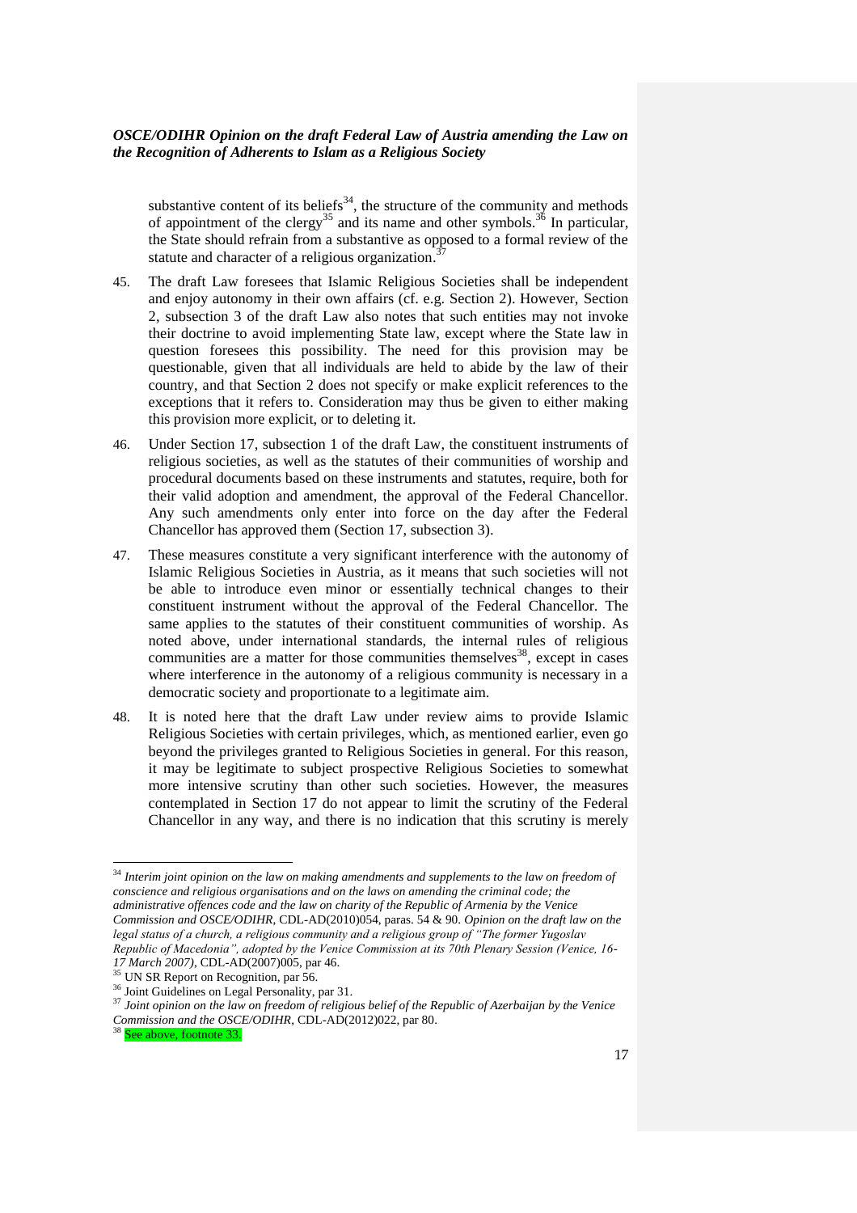substantive content of its beliefs[34], the structure of the community and methods of appointment of the clergy[35] and its name and other symbols.[36] In particular, the State should refrain from a substantive as opposed to a formal review of the statute and character of a religious organization.[37]

45. The draft Law foresees that Islamic Religious Societies shall be independent and enjoy autonomy in their own affairs (cf. e.g. Section 2). However, Section 2, subsection 3 of the draft Law also notes that such entities may not invoke their doctrine to avoid implementing State law, except where the State law in question foresees this possibility. The need for this provision may be questionable, given that all individuals are held to abide by the law of their country, and that Section 2 does not specify or make explicit references to the exceptions that it refers to. Consideration may thus be given to either making this provision more explicit, or to deleting it.

46. Under Section 17, subsection 1 of the draft Law, the constituent instruments of religious societies, as well as the statutes of their communities of worship and procedural documents based on these instruments and statutes, require, both for their valid adoption and amendment, the approval of the Federal Chancellor. Any such amendments only enter into force on the day after the Federal Chancellor has approved them (Section 17, subsection 3).

47. These measures constitute a very significant interference with the autonomy of Islamic Religious Societies in Austria, as it means that such societies will not be able to introduce even minor or essentially technical changes to their constituent instrument without the approval of the Federal Chancellor. The same applies to the statutes of their constituent communities of worship. As noted above, under international standards, the internal rules of religious communities are a matter for those communities themselves[38], except in cases where interference in the autonomy of a religious community is necessary in a democratic society and proportionate to a legitimate aim.

48. It is noted here that the draft Law under review aims to provide Islamic Religious Societies with certain privileges, which, as mentioned earlier, even go beyond the privileges granted to Religious Societies in general. For this reason, it may be legitimate to subject prospective Religious Societies to somewhat more intensive scrutiny than other such societies. However, the measures contemplated in Section 17 do not appear to limit the scrutiny of the Federal Chancellor in any way, and there is no indication that this scrutiny is merely

---

[34] *Interim joint opinion on the law on making amendments and supplements to the law on freedom of conscience and religious organisations and on the laws on amending the criminal code; the administrative offences code and the law on charity of the Republic of Armenia by the Venice Commission and OSCE/ODIHR*, CDL-AD(2010)054, paras. 54 & 90. *Opinion on the draft law on the legal status of a church, a religious community and a religious group of "The former Yugoslav Republic of Macedonia", adopted by the Venice Commission at its 70th Plenary Session (Venice, 16-17 March 2007)*, CDL-AD(2007)005, par 46.

[35] UN SR Report on Recognition, par 56.

[36] Joint Guidelines on Legal Personality, par 31.

[37] *Joint opinion on the law on freedom of religious belief of the Republic of Azerbaijan by the Venice Commission and the OSCE/ODIHR*, CDL-AD(2012)022, par 80.

[38] See above, footnote 33.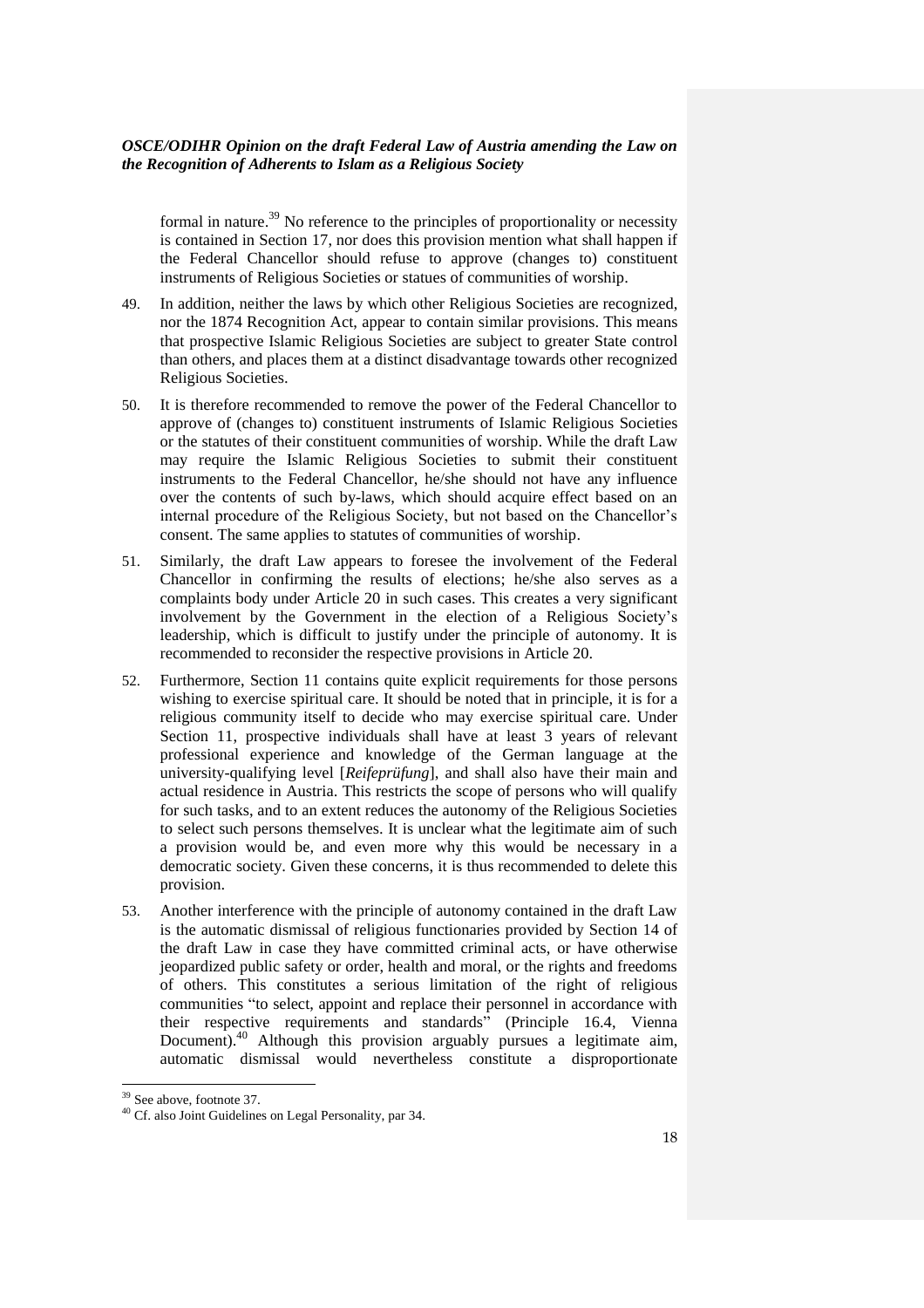formal in nature.[39] No reference to the principles of proportionality or necessity is contained in Section 17, nor does this provision mention what shall happen if the Federal Chancellor should refuse to approve (changes to) constituent instruments of Religious Societies or statues of communities of worship.

49. In addition, neither the laws by which other Religious Societies are recognized, nor the 1874 Recognition Act, appear to contain similar provisions. This means that prospective Islamic Religious Societies are subject to greater State control than others, and places them at a distinct disadvantage towards other recognized Religious Societies.

50. It is therefore recommended to remove the power of the Federal Chancellor to approve of (changes to) constituent instruments of Islamic Religious Societies or the statutes of their constituent communities of worship. While the draft Law may require the Islamic Religious Societies to submit their constituent instruments to the Federal Chancellor, he/she should not have any influence over the contents of such by-laws, which should acquire effect based on an internal procedure of the Religious Society, but not based on the Chancellor's consent. The same applies to statutes of communities of worship.

51. Similarly, the draft Law appears to foresee the involvement of the Federal Chancellor in confirming the results of elections; he/she also serves as a complaints body under Article 20 in such cases. This creates a very significant involvement by the Government in the election of a Religious Society's leadership, which is difficult to justify under the principle of autonomy. It is recommended to reconsider the respective provisions in Article 20.

52. Furthermore, Section 11 contains quite explicit requirements for those persons wishing to exercise spiritual care. It should be noted that in principle, it is for a religious community itself to decide who may exercise spiritual care. Under Section 11, prospective individuals shall have at least 3 years of relevant professional experience and knowledge of the German language at the university-qualifying level [*Reifeprüfung*], and shall also have their main and actual residence in Austria. This restricts the scope of persons who will qualify for such tasks, and to an extent reduces the autonomy of the Religious Societies to select such persons themselves. It is unclear what the legitimate aim of such a provision would be, and even more why this would be necessary in a democratic society. Given these concerns, it is thus recommended to delete this provision.

53. Another interference with the principle of autonomy contained in the draft Law is the automatic dismissal of religious functionaries provided by Section 14 of the draft Law in case they have committed criminal acts, or have otherwise jeopardized public safety or order, health and moral, or the rights and freedoms of others. This constitutes a serious limitation of the right of religious communities "to select, appoint and replace their personnel in accordance with their respective requirements and standards" (Principle 16.4, Vienna Document).[40] Although this provision arguably pursues a legitimate aim, automatic dismissal would nevertheless constitute a disproportionate

---

[39] See above, footnote 37.

[40] Cf. also Joint Guidelines on Legal Personality, par 34.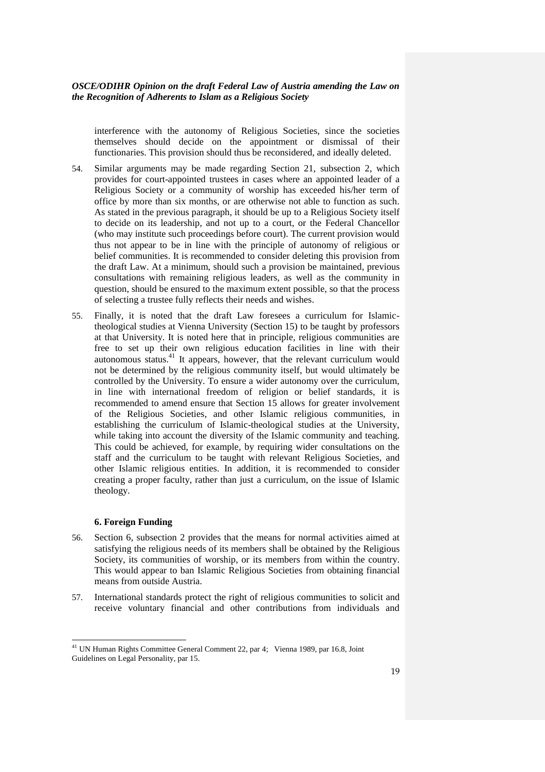interference with the autonomy of Religious Societies, since the societies themselves should decide on the appointment or dismissal of their functionaries. This provision should thus be reconsidered, and ideally deleted.

54. Similar arguments may be made regarding Section 21, subsection 2, which provides for court-appointed trustees in cases where an appointed leader of a Religious Society or a community of worship has exceeded his/her term of office by more than six months, or are otherwise not able to function as such. As stated in the previous paragraph, it should be up to a Religious Society itself to decide on its leadership, and not up to a court, or the Federal Chancellor (who may institute such proceedings before court). The current provision would thus not appear to be in line with the principle of autonomy of religious or belief communities. It is recommended to consider deleting this provision from the draft Law. At a minimum, should such a provision be maintained, previous consultations with remaining religious leaders, as well as the community in question, should be ensured to the maximum extent possible, so that the process of selecting a trustee fully reflects their needs and wishes.

55. Finally, it is noted that the draft Law foresees a curriculum for Islamic-theological studies at Vienna University (Section 15) to be taught by professors at that University. It is noted here that in principle, religious communities are free to set up their own religious education facilities in line with their autonomous status.[41] It appears, however, that the relevant curriculum would not be determined by the religious community itself, but would ultimately be controlled by the University. To ensure a wider autonomy over the curriculum, in line with international freedom of religion or belief standards, it is recommended to amend ensure that Section 15 allows for greater involvement of the Religious Societies, and other Islamic religious communities, in establishing the curriculum of Islamic-theological studies at the University, while taking into account the diversity of the Islamic community and teaching. This could be achieved, for example, by requiring wider consultations on the staff and the curriculum to be taught with relevant Religious Societies, and other Islamic religious entities. In addition, it is recommended to consider creating a proper faculty, rather than just a curriculum, on the issue of Islamic theology.

### 6. Foreign Funding

56. Section 6, subsection 2 provides that the means for normal activities aimed at satisfying the religious needs of its members shall be obtained by the Religious Society, its communities of worship, or its members from within the country. This would appear to ban Islamic Religious Societies from obtaining financial means from outside Austria.

57. International standards protect the right of religious communities to solicit and receive voluntary financial and other contributions from individuals and

---

[41] UN Human Rights Committee General Comment 22, par 4; Vienna 1989, par 16.8, Joint Guidelines on Legal Personality, par 15.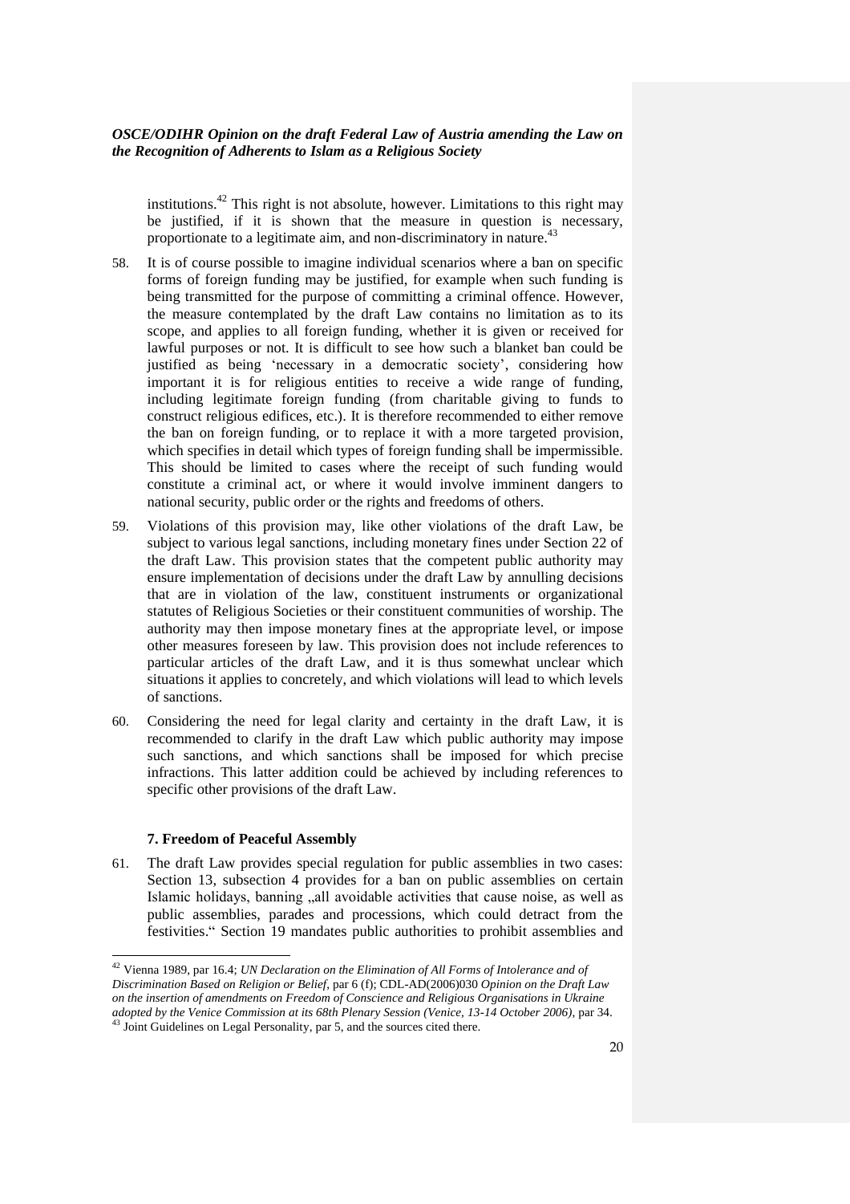institutions.[42] This right is not absolute, however. Limitations to this right may be justified, if it is shown that the measure in question is necessary, proportionate to a legitimate aim, and non-discriminatory in nature.[43]

58. It is of course possible to imagine individual scenarios where a ban on specific forms of foreign funding may be justified, for example when such funding is being transmitted for the purpose of committing a criminal offence. However, the measure contemplated by the draft Law contains no limitation as to its scope, and applies to all foreign funding, whether it is given or received for lawful purposes or not. It is difficult to see how such a blanket ban could be justified as being 'necessary in a democratic society', considering how important it is for religious entities to receive a wide range of funding, including legitimate foreign funding (from charitable giving to funds to construct religious edifices, etc.). It is therefore recommended to either remove the ban on foreign funding, or to replace it with a more targeted provision, which specifies in detail which types of foreign funding shall be impermissible. This should be limited to cases where the receipt of such funding would constitute a criminal act, or where it would involve imminent dangers to national security, public order or the rights and freedoms of others.

59. Violations of this provision may, like other violations of the draft Law, be subject to various legal sanctions, including monetary fines under Section 22 of the draft Law. This provision states that the competent public authority may ensure implementation of decisions under the draft Law by annulling decisions that are in violation of the law, constituent instruments or organizational statutes of Religious Societies or their constituent communities of worship. The authority may then impose monetary fines at the appropriate level, or impose other measures foreseen by law. This provision does not include references to particular articles of the draft Law, and it is thus somewhat unclear which situations it applies to concretely, and which violations will lead to which levels of sanctions.

60. Considering the need for legal clarity and certainty in the draft Law, it is recommended to clarify in the draft Law which public authority may impose such sanctions, and which sanctions shall be imposed for which precise infractions. This latter addition could be achieved by including references to specific other provisions of the draft Law.

### 7. Freedom of Peaceful Assembly

61. The draft Law provides special regulation for public assemblies in two cases: Section 13, subsection 4 provides for a ban on public assemblies on certain Islamic holidays, banning „all avoidable activities that cause noise, as well as public assemblies, parades and processions, which could detract from the festivities." Section 19 mandates public authorities to prohibit assemblies and

---

[42] Vienna 1989, par 16.4; *UN Declaration on the Elimination of All Forms of Intolerance and of Discrimination Based on Religion or Belief*, par 6 (f); CDL-AD(2006)030 *Opinion on the Draft Law on the insertion of amendments on Freedom of Conscience and Religious Organisations in Ukraine adopted by the Venice Commission at its 68th Plenary Session (Venice, 13-14 October 2006)*, par 34.

[43] Joint Guidelines on Legal Personality, par 5, and the sources cited there.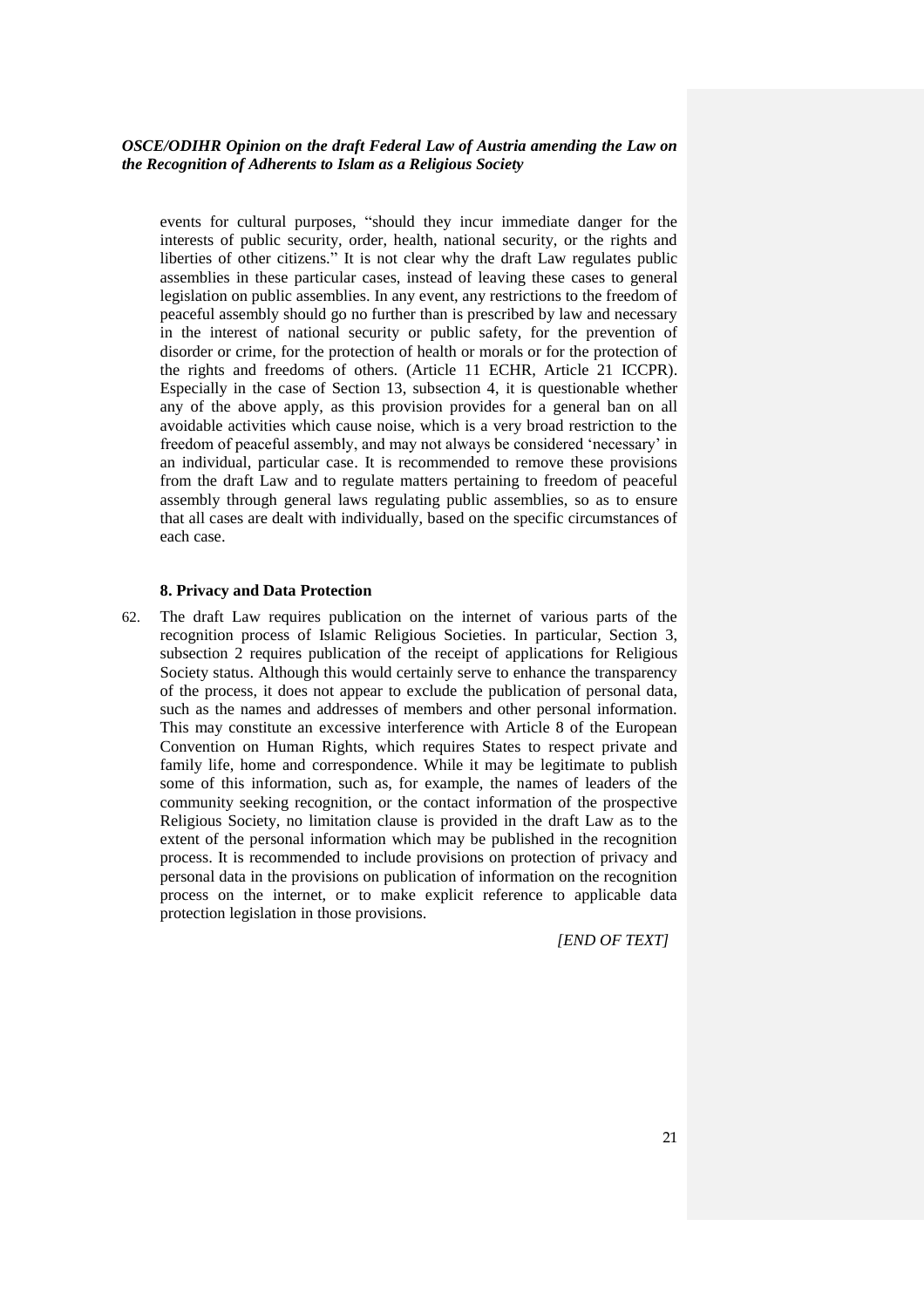events for cultural purposes, "should they incur immediate danger for the interests of public security, order, health, national security, or the rights and liberties of other citizens." It is not clear why the draft Law regulates public assemblies in these particular cases, instead of leaving these cases to general legislation on public assemblies. In any event, any restrictions to the freedom of peaceful assembly should go no further than is prescribed by law and necessary in the interest of national security or public safety, for the prevention of disorder or crime, for the protection of health or morals or for the protection of the rights and freedoms of others. (Article 11 ECHR, Article 21 ICCPR). Especially in the case of Section 13, subsection 4, it is questionable whether any of the above apply, as this provision provides for a general ban on all avoidable activities which cause noise, which is a very broad restriction to the freedom of peaceful assembly, and may not always be considered 'necessary' in an individual, particular case. It is recommended to remove these provisions from the draft Law and to regulate matters pertaining to freedom of peaceful assembly through general laws regulating public assemblies, so as to ensure that all cases are dealt with individually, based on the specific circumstances of each case.

#### 8. Privacy and Data Protection

62. The draft Law requires publication on the internet of various parts of the recognition process of Islamic Religious Societies. In particular, Section 3, subsection 2 requires publication of the receipt of applications for Religious Society status. Although this would certainly serve to enhance the transparency of the process, it does not appear to exclude the publication of personal data, such as the names and addresses of members and other personal information. This may constitute an excessive interference with Article 8 of the European Convention on Human Rights, which requires States to respect private and family life, home and correspondence. While it may be legitimate to publish some of this information, such as, for example, the names of leaders of the community seeking recognition, or the contact information of the prospective Religious Society, no limitation clause is provided in the draft Law as to the extent of the personal information which may be published in the recognition process. It is recommended to include provisions on protection of privacy and personal data in the provisions on publication of information on the recognition process on the internet, or to make explicit reference to applicable data protection legislation in those provisions.

*[END OF TEXT]*